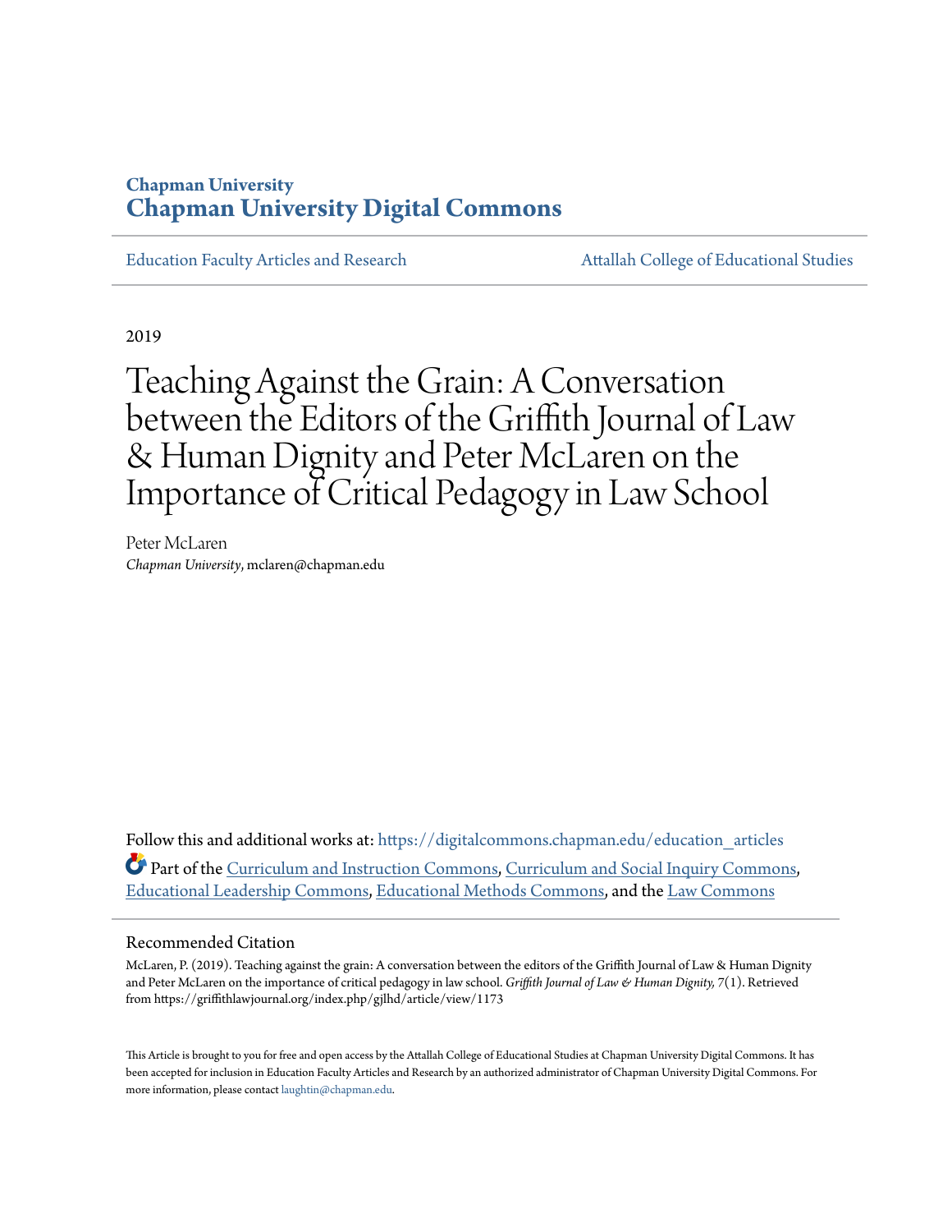Chapman University

# Chapman University Digital Commons

Education Faculty Articles and Research | Attallah College of Educational Studies

2019

# Teaching Against the Grain: A Conversation between the Editors of the Griffith Journal of Law & Human Dignity and Peter McLaren on the Importance of Critical Pedagogy in Law School

Peter McLaren
*Chapman University*, mclaren@chapman.edu

Follow this and additional works at: https://digitalcommons.chapman.edu/education_articles

Part of the Curriculum and Instruction Commons, Curriculum and Social Inquiry Commons, Educational Leadership Commons, Educational Methods Commons, and the Law Commons

## Recommended Citation

McLaren, P. (2019). Teaching against the grain: A conversation between the editors of the Griffith Journal of Law & Human Dignity and Peter McLaren on the importance of critical pedagogy in law school. *Griffith Journal of Law & Human Dignity,* 7(1). Retrieved from https://griffithlawjournal.org/index.php/gjlhd/article/view/1173

This Article is brought to you for free and open access by the Attallah College of Educational Studies at Chapman University Digital Commons. It has been accepted for inclusion in Education Faculty Articles and Research by an authorized administrator of Chapman University Digital Commons. For more information, please contact laughtin@chapman.edu.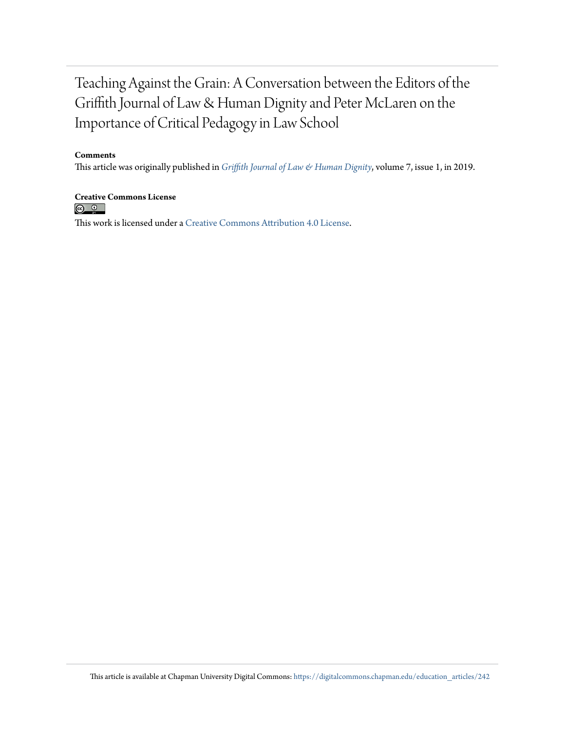# Teaching Against the Grain: A Conversation between the Editors of the Griffith Journal of Law & Human Dignity and Peter McLaren on the Importance of Critical Pedagogy in Law School

**Comments**

This article was originally published in *Griffith Journal of Law & Human Dignity*, volume 7, issue 1, in 2019.

**Creative Commons License**

This work is licensed under a Creative Commons Attribution 4.0 License.

This article is available at Chapman University Digital Commons: https://digitalcommons.chapman.edu/education_articles/242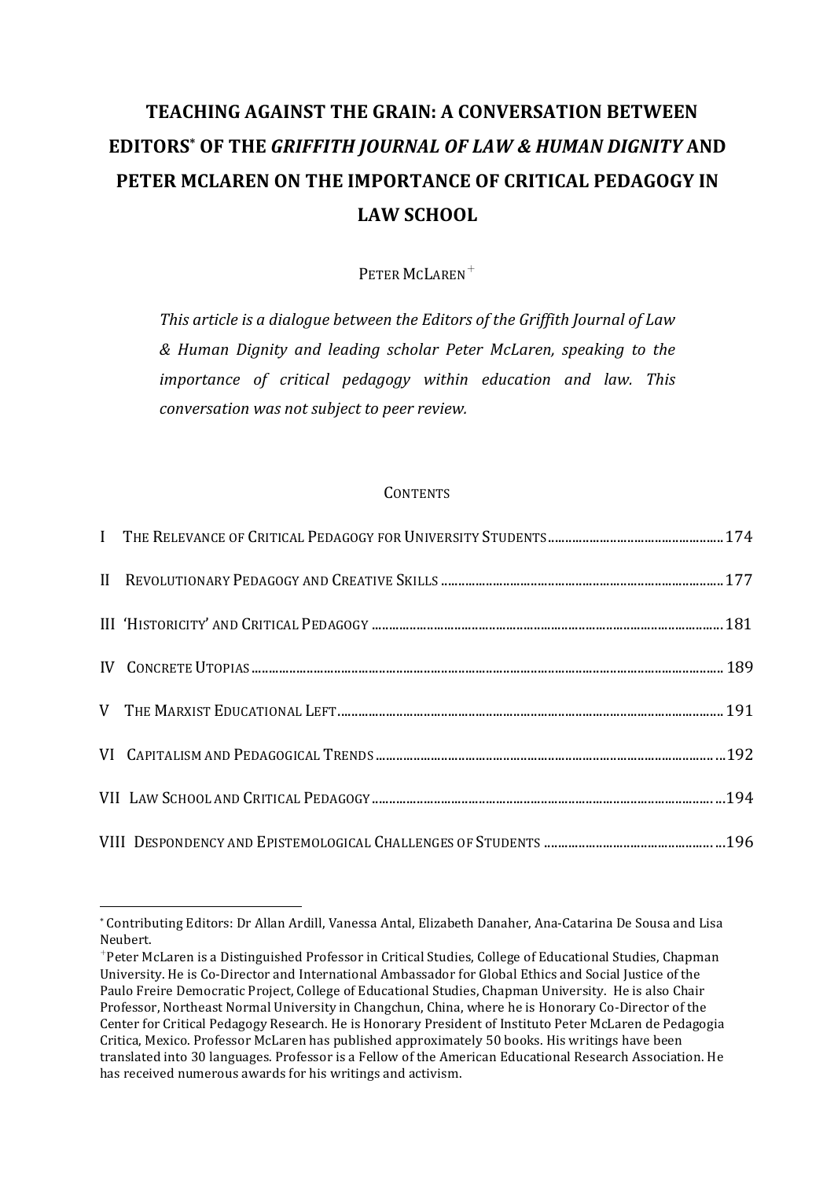# TEACHING AGAINST THE GRAIN: A CONVERSATION BETWEEN EDITORS[*] OF THE *GRIFFITH JOURNAL OF LAW & HUMAN DIGNITY* AND PETER MCLAREN ON THE IMPORTANCE OF CRITICAL PEDAGOGY IN LAW SCHOOL

PETER MCLAREN[+]

*This article is a dialogue between the Editors of the Griffith Journal of Law & Human Dignity and leading scholar Peter McLaren, speaking to the importance of critical pedagogy within education and law. This conversation was not subject to peer review.*

CONTENTS

| | | |
|---|---|---|
| I | THE RELEVANCE OF CRITICAL PEDAGOGY FOR UNIVERSITY STUDENTS | 174 |
| II | REVOLUTIONARY PEDAGOGY AND CREATIVE SKILLS | 177 |
| III | 'HISTORICITY' AND CRITICAL PEDAGOGY | 181 |
| IV | CONCRETE UTOPIAS | 189 |
| V | THE MARXIST EDUCATIONAL LEFT | 191 |
| VI | CAPITALISM AND PEDAGOGICAL TRENDS | 192 |
| VII | LAW SCHOOL AND CRITICAL PEDAGOGY | 194 |
| VIII | DESPONDENCY AND EPISTEMOLOGICAL CHALLENGES OF STUDENTS | 196 |

---

[*] Contributing Editors: Dr Allan Ardill, Vanessa Antal, Elizabeth Danaher, Ana-Catarina De Sousa and Lisa Neubert.

[+] Peter McLaren is a Distinguished Professor in Critical Studies, College of Educational Studies, Chapman University. He is Co-Director and International Ambassador for Global Ethics and Social Justice of the Paulo Freire Democratic Project, College of Educational Studies, Chapman University. He is also Chair Professor, Northeast Normal University in Changchun, China, where he is Honorary Co-Director of the Center for Critical Pedagogy Research. He is Honorary President of Instituto Peter McLaren de Pedagogia Critica, Mexico. Professor McLaren has published approximately 50 books. His writings have been translated into 30 languages. Professor is a Fellow of the American Educational Research Association. He has received numerous awards for his writings and activism.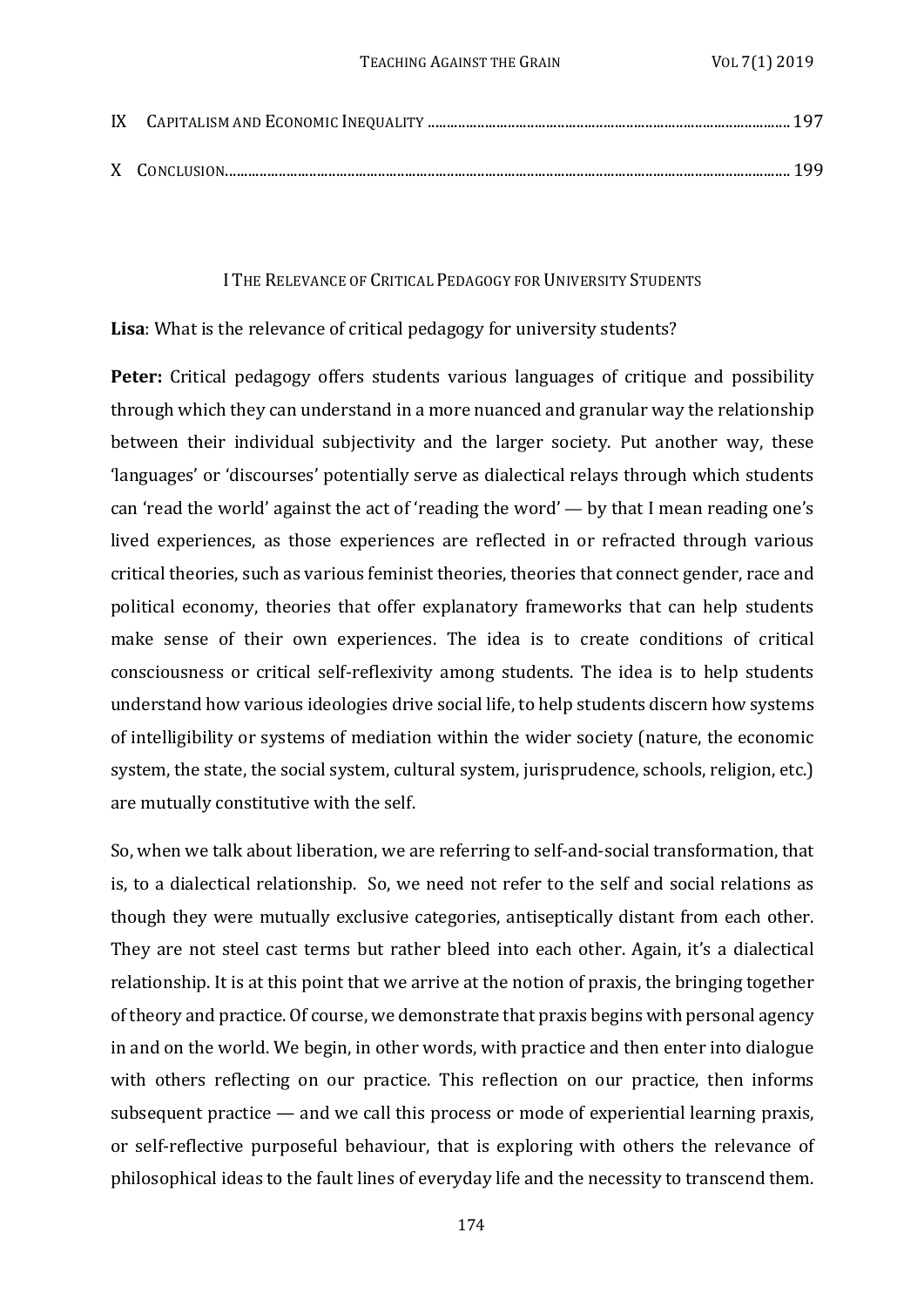IX Capitalism and Economic Inequality ............................................................................................ 197

X Conclusion............................................................................................................................................ 199

## I The Relevance of Critical Pedagogy for University Students

**Lisa**: What is the relevance of critical pedagogy for university students?

**Peter:** Critical pedagogy offers students various languages of critique and possibility through which they can understand in a more nuanced and granular way the relationship between their individual subjectivity and the larger society. Put another way, these 'languages' or 'discourses' potentially serve as dialectical relays through which students can 'read the world' against the act of 'reading the word' — by that I mean reading one's lived experiences, as those experiences are reflected in or refracted through various critical theories, such as various feminist theories, theories that connect gender, race and political economy, theories that offer explanatory frameworks that can help students make sense of their own experiences. The idea is to create conditions of critical consciousness or critical self-reflexivity among students. The idea is to help students understand how various ideologies drive social life, to help students discern how systems of intelligibility or systems of mediation within the wider society (nature, the economic system, the state, the social system, cultural system, jurisprudence, schools, religion, etc.) are mutually constitutive with the self.

So, when we talk about liberation, we are referring to self-and-social transformation, that is, to a dialectical relationship. So, we need not refer to the self and social relations as though they were mutually exclusive categories, antiseptically distant from each other. They are not steel cast terms but rather bleed into each other. Again, it's a dialectical relationship. It is at this point that we arrive at the notion of praxis, the bringing together of theory and practice. Of course, we demonstrate that praxis begins with personal agency in and on the world. We begin, in other words, with practice and then enter into dialogue with others reflecting on our practice. This reflection on our practice, then informs subsequent practice — and we call this process or mode of experiential learning praxis, or self-reflective purposeful behaviour, that is exploring with others the relevance of philosophical ideas to the fault lines of everyday life and the necessity to transcend them.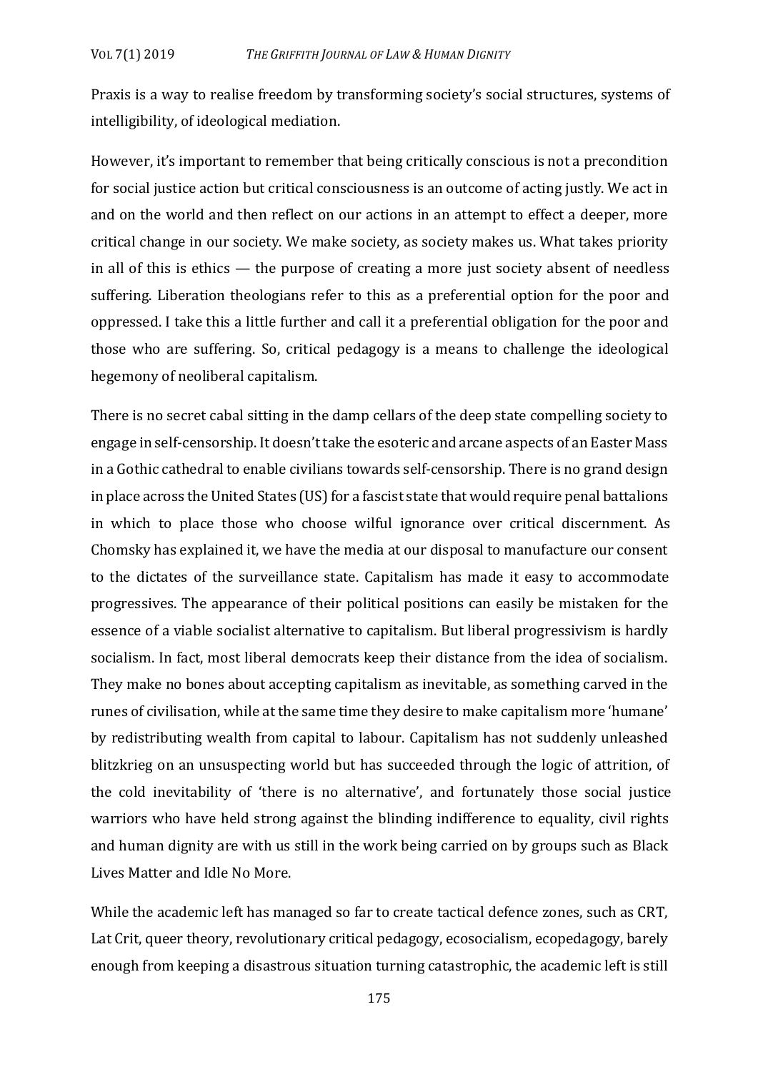Praxis is a way to realise freedom by transforming society's social structures, systems of intelligibility, of ideological mediation.

However, it's important to remember that being critically conscious is not a precondition for social justice action but critical consciousness is an outcome of acting justly. We act in and on the world and then reflect on our actions in an attempt to effect a deeper, more critical change in our society. We make society, as society makes us. What takes priority in all of this is ethics — the purpose of creating a more just society absent of needless suffering. Liberation theologians refer to this as a preferential option for the poor and oppressed. I take this a little further and call it a preferential obligation for the poor and those who are suffering. So, critical pedagogy is a means to challenge the ideological hegemony of neoliberal capitalism.

There is no secret cabal sitting in the damp cellars of the deep state compelling society to engage in self-censorship. It doesn't take the esoteric and arcane aspects of an Easter Mass in a Gothic cathedral to enable civilians towards self-censorship. There is no grand design in place across the United States (US) for a fascist state that would require penal battalions in which to place those who choose wilful ignorance over critical discernment. As Chomsky has explained it, we have the media at our disposal to manufacture our consent to the dictates of the surveillance state. Capitalism has made it easy to accommodate progressives. The appearance of their political positions can easily be mistaken for the essence of a viable socialist alternative to capitalism. But liberal progressivism is hardly socialism. In fact, most liberal democrats keep their distance from the idea of socialism. They make no bones about accepting capitalism as inevitable, as something carved in the runes of civilisation, while at the same time they desire to make capitalism more 'humane' by redistributing wealth from capital to labour. Capitalism has not suddenly unleashed blitzkrieg on an unsuspecting world but has succeeded through the logic of attrition, of the cold inevitability of 'there is no alternative', and fortunately those social justice warriors who have held strong against the blinding indifference to equality, civil rights and human dignity are with us still in the work being carried on by groups such as Black Lives Matter and Idle No More.

While the academic left has managed so far to create tactical defence zones, such as CRT, Lat Crit, queer theory, revolutionary critical pedagogy, ecosocialism, ecopedagogy, barely enough from keeping a disastrous situation turning catastrophic, the academic left is still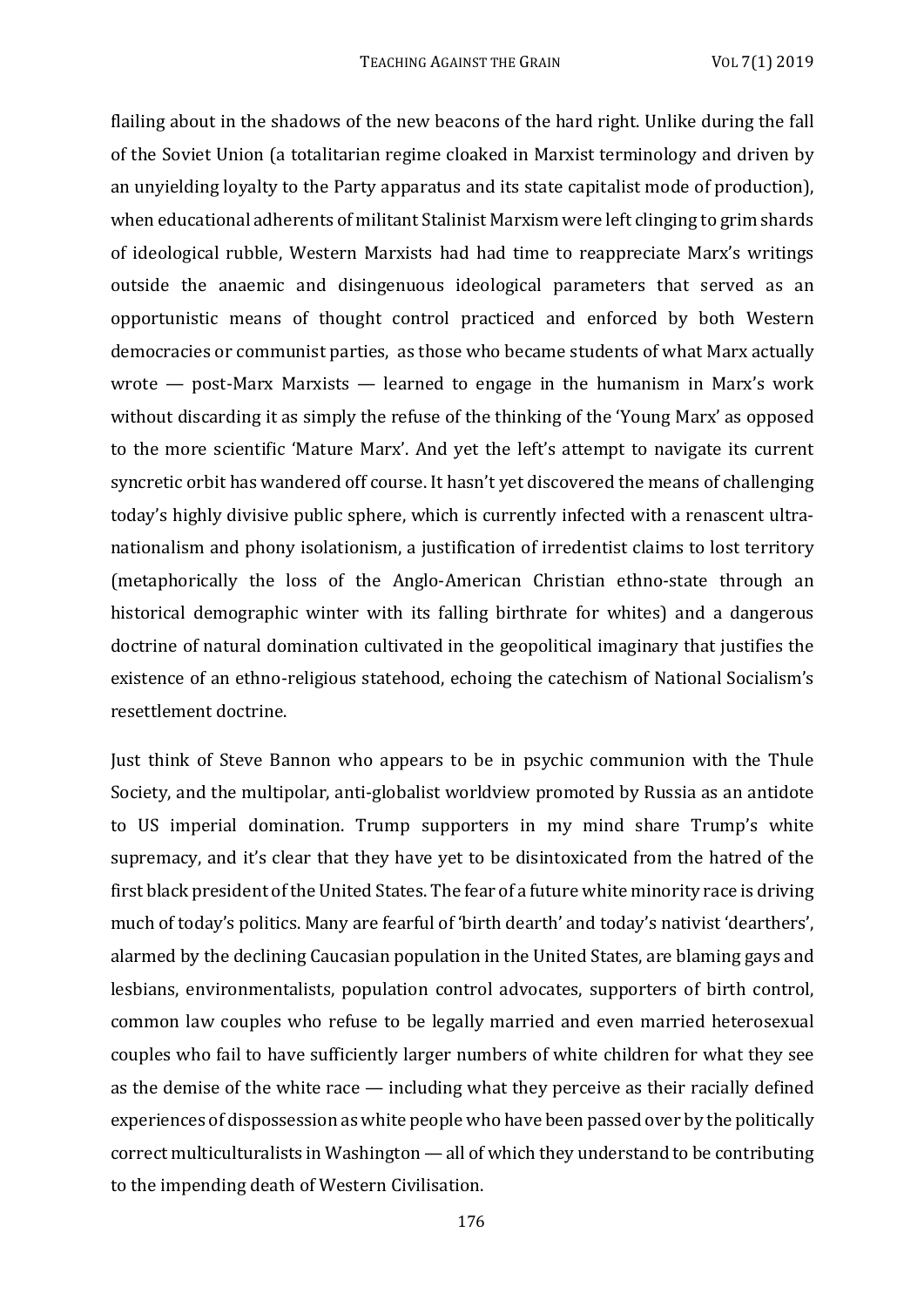flailing about in the shadows of the new beacons of the hard right. Unlike during the fall of the Soviet Union (a totalitarian regime cloaked in Marxist terminology and driven by an unyielding loyalty to the Party apparatus and its state capitalist mode of production), when educational adherents of militant Stalinist Marxism were left clinging to grim shards of ideological rubble, Western Marxists had had time to reappreciate Marx's writings outside the anaemic and disingenuous ideological parameters that served as an opportunistic means of thought control practiced and enforced by both Western democracies or communist parties, as those who became students of what Marx actually wrote — post-Marx Marxists — learned to engage in the humanism in Marx's work without discarding it as simply the refuse of the thinking of the 'Young Marx' as opposed to the more scientific 'Mature Marx'. And yet the left's attempt to navigate its current syncretic orbit has wandered off course. It hasn't yet discovered the means of challenging today's highly divisive public sphere, which is currently infected with a renascent ultra-nationalism and phony isolationism, a justification of irredentist claims to lost territory (metaphorically the loss of the Anglo-American Christian ethno-state through an historical demographic winter with its falling birthrate for whites) and a dangerous doctrine of natural domination cultivated in the geopolitical imaginary that justifies the existence of an ethno-religious statehood, echoing the catechism of National Socialism's resettlement doctrine.

Just think of Steve Bannon who appears to be in psychic communion with the Thule Society, and the multipolar, anti-globalist worldview promoted by Russia as an antidote to US imperial domination. Trump supporters in my mind share Trump's white supremacy, and it's clear that they have yet to be disintoxicated from the hatred of the first black president of the United States. The fear of a future white minority race is driving much of today's politics. Many are fearful of 'birth dearth' and today's nativist 'dearthers', alarmed by the declining Caucasian population in the United States, are blaming gays and lesbians, environmentalists, population control advocates, supporters of birth control, common law couples who refuse to be legally married and even married heterosexual couples who fail to have sufficiently larger numbers of white children for what they see as the demise of the white race — including what they perceive as their racially defined experiences of dispossession as white people who have been passed over by the politically correct multiculturalists in Washington — all of which they understand to be contributing to the impending death of Western Civilisation.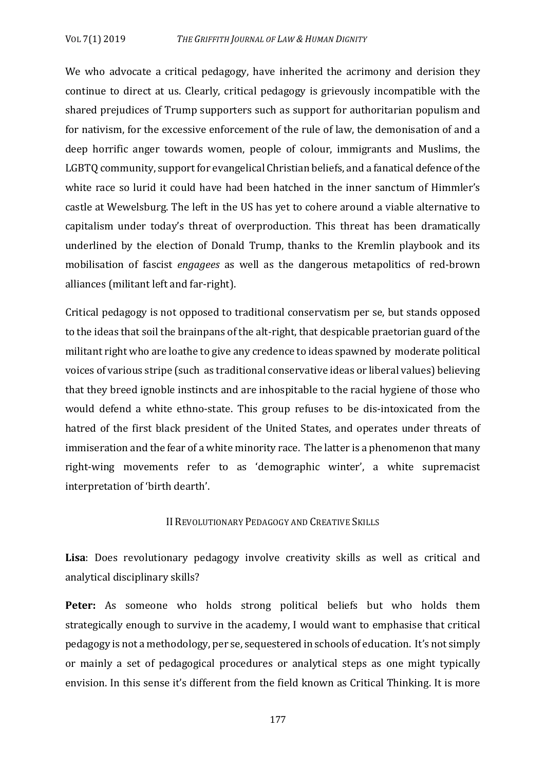We who advocate a critical pedagogy, have inherited the acrimony and derision they continue to direct at us. Clearly, critical pedagogy is grievously incompatible with the shared prejudices of Trump supporters such as support for authoritarian populism and for nativism, for the excessive enforcement of the rule of law, the demonisation of and a deep horrific anger towards women, people of colour, immigrants and Muslims, the LGBTQ community, support for evangelical Christian beliefs, and a fanatical defence of the white race so lurid it could have had been hatched in the inner sanctum of Himmler's castle at Wewelsburg. The left in the US has yet to cohere around a viable alternative to capitalism under today's threat of overproduction. This threat has been dramatically underlined by the election of Donald Trump, thanks to the Kremlin playbook and its mobilisation of fascist *engagees* as well as the dangerous metapolitics of red-brown alliances (militant left and far-right).

Critical pedagogy is not opposed to traditional conservatism per se, but stands opposed to the ideas that soil the brainpans of the alt-right, that despicable praetorian guard of the militant right who are loathe to give any credence to ideas spawned by moderate political voices of various stripe (such as traditional conservative ideas or liberal values) believing that they breed ignoble instincts and are inhospitable to the racial hygiene of those who would defend a white ethno-state. This group refuses to be dis-intoxicated from the hatred of the first black president of the United States, and operates under threats of immiseration and the fear of a white minority race. The latter is a phenomenon that many right-wing movements refer to as 'demographic winter', a white supremacist interpretation of 'birth dearth'.

## II Revolutionary Pedagogy and Creative Skills

**Lisa**: Does revolutionary pedagogy involve creativity skills as well as critical and analytical disciplinary skills?

**Peter:** As someone who holds strong political beliefs but who holds them strategically enough to survive in the academy, I would want to emphasise that critical pedagogy is not a methodology, per se, sequestered in schools of education. It's not simply or mainly a set of pedagogical procedures or analytical steps as one might typically envision. In this sense it's different from the field known as Critical Thinking. It is more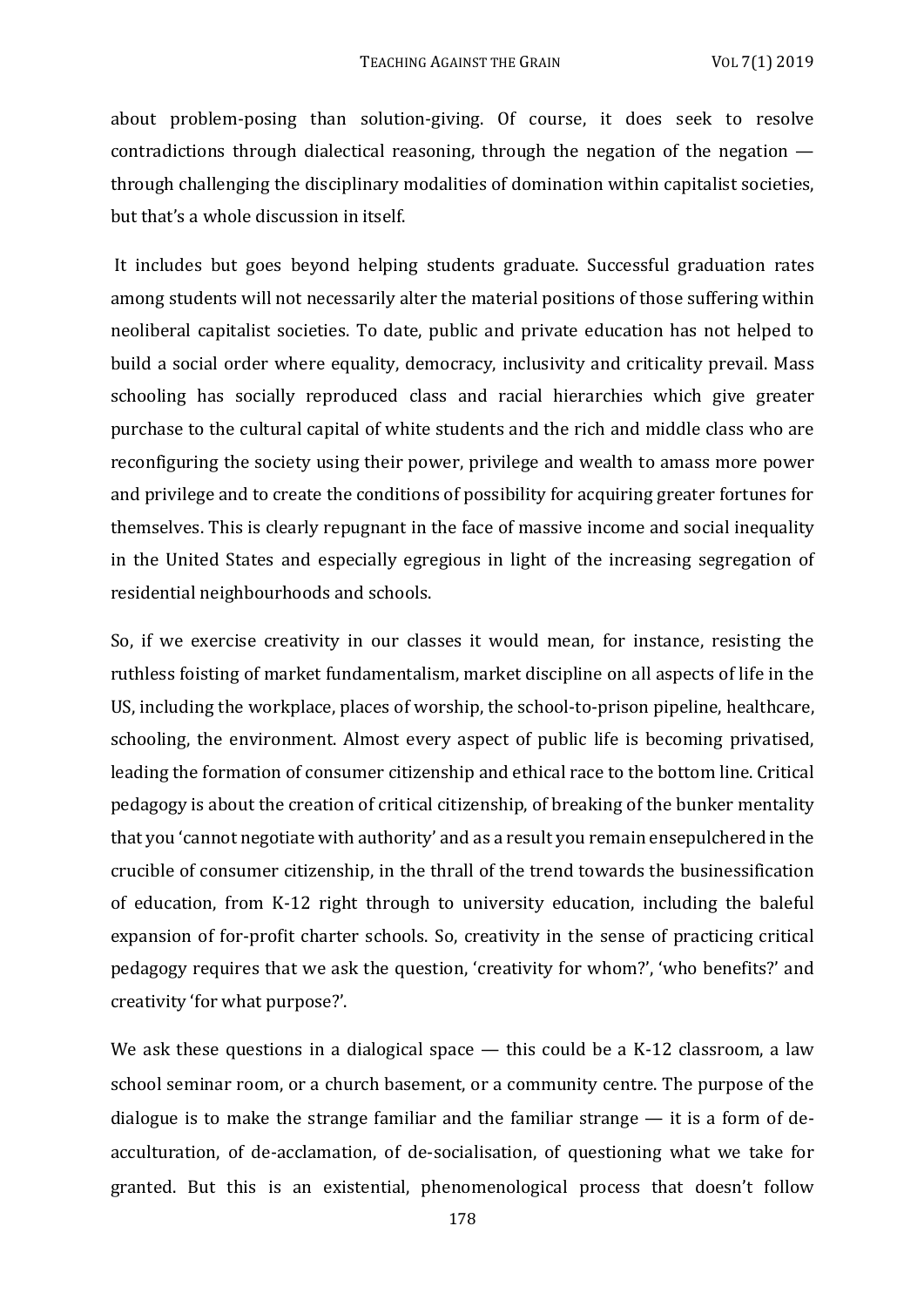about problem-posing than solution-giving. Of course, it does seek to resolve contradictions through dialectical reasoning, through the negation of the negation — through challenging the disciplinary modalities of domination within capitalist societies, but that's a whole discussion in itself.

It includes but goes beyond helping students graduate. Successful graduation rates among students will not necessarily alter the material positions of those suffering within neoliberal capitalist societies. To date, public and private education has not helped to build a social order where equality, democracy, inclusivity and criticality prevail. Mass schooling has socially reproduced class and racial hierarchies which give greater purchase to the cultural capital of white students and the rich and middle class who are reconfiguring the society using their power, privilege and wealth to amass more power and privilege and to create the conditions of possibility for acquiring greater fortunes for themselves. This is clearly repugnant in the face of massive income and social inequality in the United States and especially egregious in light of the increasing segregation of residential neighbourhoods and schools.

So, if we exercise creativity in our classes it would mean, for instance, resisting the ruthless foisting of market fundamentalism, market discipline on all aspects of life in the US, including the workplace, places of worship, the school-to-prison pipeline, healthcare, schooling, the environment. Almost every aspect of public life is becoming privatised, leading the formation of consumer citizenship and ethical race to the bottom line. Critical pedagogy is about the creation of critical citizenship, of breaking of the bunker mentality that you 'cannot negotiate with authority' and as a result you remain ensepulchered in the crucible of consumer citizenship, in the thrall of the trend towards the businessification of education, from K-12 right through to university education, including the baleful expansion of for-profit charter schools. So, creativity in the sense of practicing critical pedagogy requires that we ask the question, 'creativity for whom?', 'who benefits?' and creativity 'for what purpose?'.

We ask these questions in a dialogical space — this could be a K-12 classroom, a law school seminar room, or a church basement, or a community centre. The purpose of the dialogue is to make the strange familiar and the familiar strange — it is a form of de-acculturation, of de-acclamation, of de-socialisation, of questioning what we take for granted. But this is an existential, phenomenological process that doesn't follow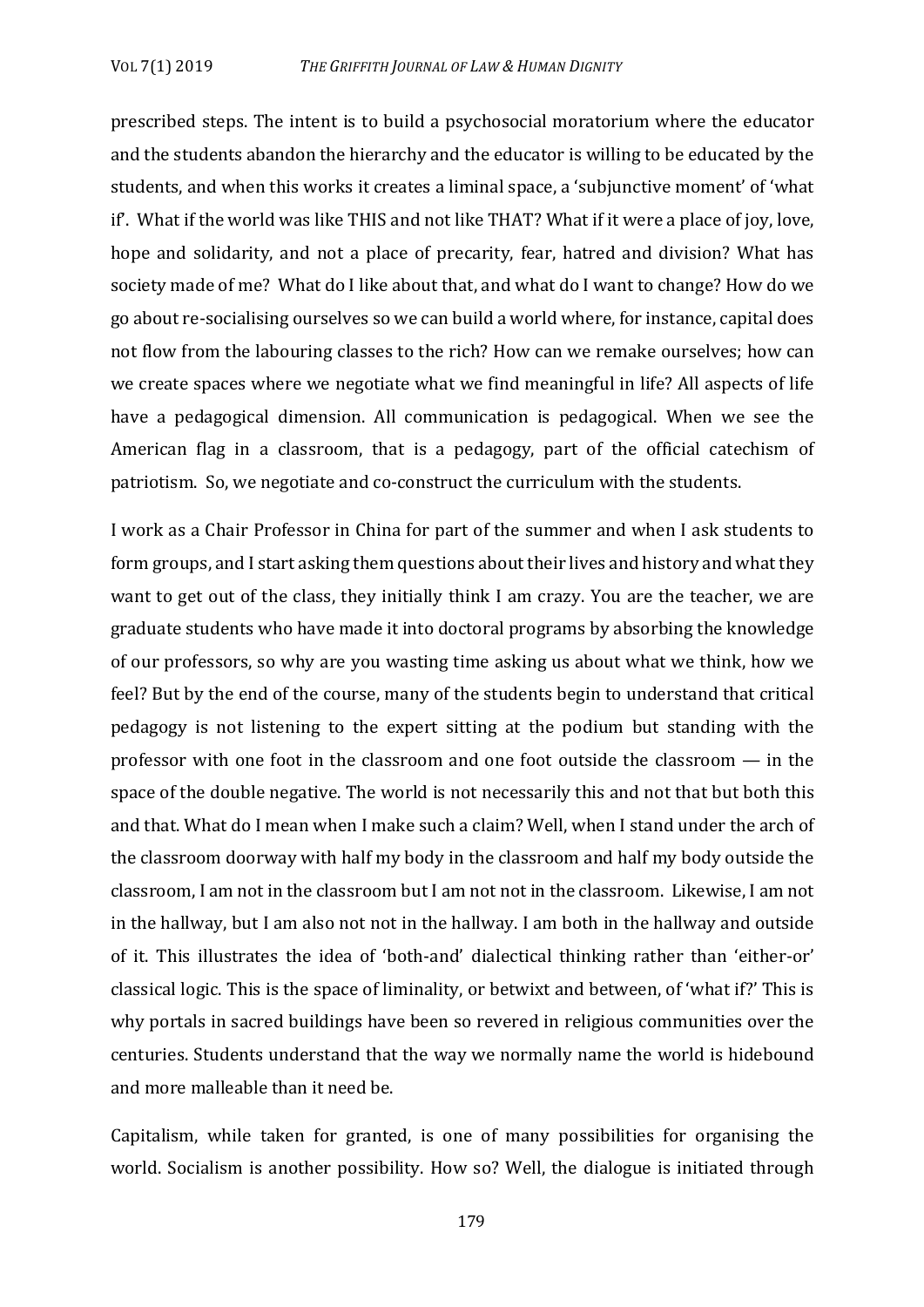prescribed steps. The intent is to build a psychosocial moratorium where the educator and the students abandon the hierarchy and the educator is willing to be educated by the students, and when this works it creates a liminal space, a 'subjunctive moment' of 'what if'. What if the world was like THIS and not like THAT? What if it were a place of joy, love, hope and solidarity, and not a place of precarity, fear, hatred and division? What has society made of me? What do I like about that, and what do I want to change? How do we go about re-socialising ourselves so we can build a world where, for instance, capital does not flow from the labouring classes to the rich? How can we remake ourselves; how can we create spaces where we negotiate what we find meaningful in life? All aspects of life have a pedagogical dimension. All communication is pedagogical. When we see the American flag in a classroom, that is a pedagogy, part of the official catechism of patriotism. So, we negotiate and co-construct the curriculum with the students.

I work as a Chair Professor in China for part of the summer and when I ask students to form groups, and I start asking them questions about their lives and history and what they want to get out of the class, they initially think I am crazy. You are the teacher, we are graduate students who have made it into doctoral programs by absorbing the knowledge of our professors, so why are you wasting time asking us about what we think, how we feel? But by the end of the course, many of the students begin to understand that critical pedagogy is not listening to the expert sitting at the podium but standing with the professor with one foot in the classroom and one foot outside the classroom — in the space of the double negative. The world is not necessarily this and not that but both this and that. What do I mean when I make such a claim? Well, when I stand under the arch of the classroom doorway with half my body in the classroom and half my body outside the classroom, I am not in the classroom but I am not not in the classroom. Likewise, I am not in the hallway, but I am also not not in the hallway. I am both in the hallway and outside of it. This illustrates the idea of 'both-and' dialectical thinking rather than 'either-or' classical logic. This is the space of liminality, or betwixt and between, of 'what if?' This is why portals in sacred buildings have been so revered in religious communities over the centuries. Students understand that the way we normally name the world is hidebound and more malleable than it need be.

Capitalism, while taken for granted, is one of many possibilities for organising the world. Socialism is another possibility. How so? Well, the dialogue is initiated through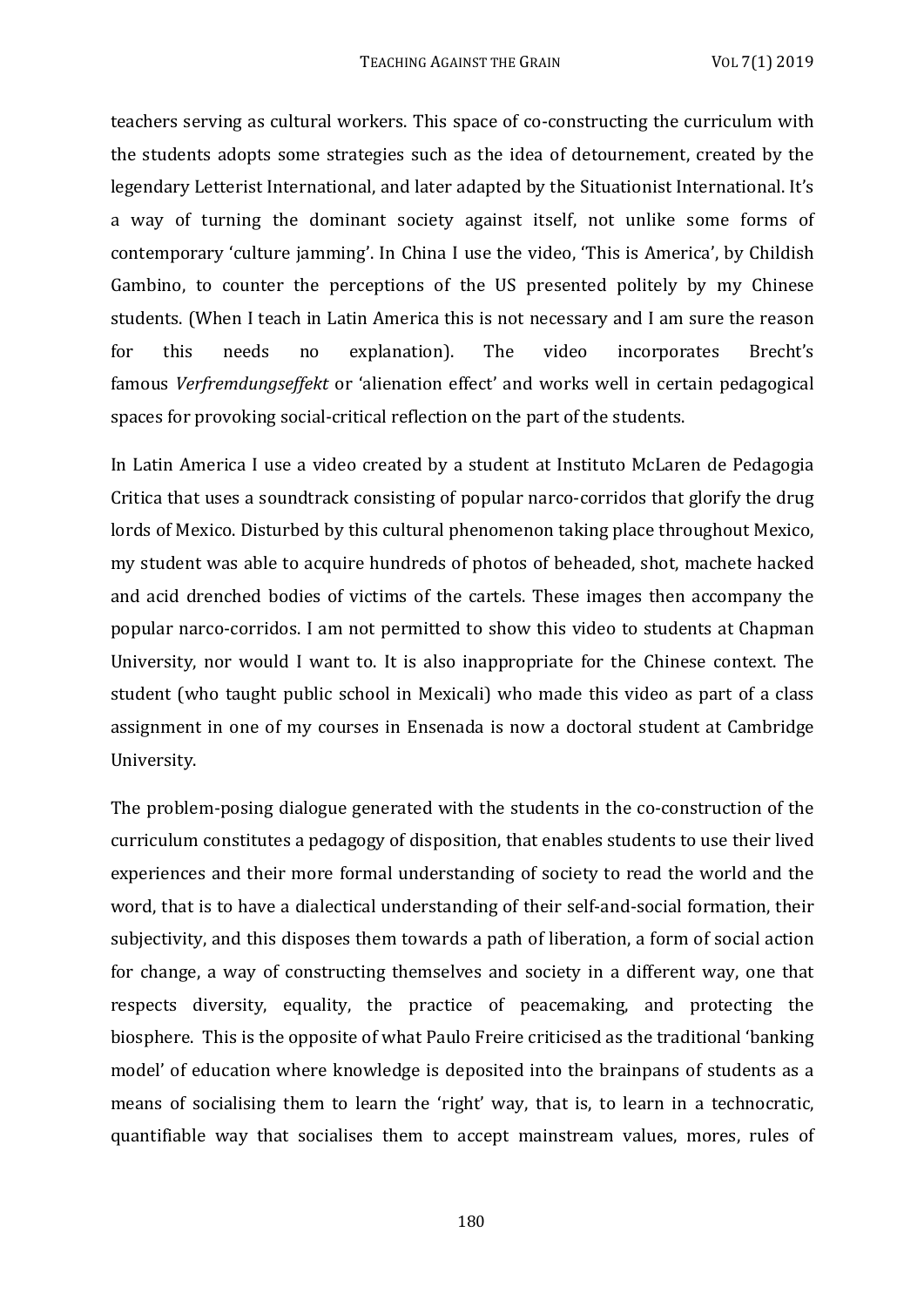teachers serving as cultural workers. This space of co-constructing the curriculum with the students adopts some strategies such as the idea of detournement, created by the legendary Letterist International, and later adapted by the Situationist International. It's a way of turning the dominant society against itself, not unlike some forms of contemporary 'culture jamming'. In China I use the video, 'This is America', by Childish Gambino, to counter the perceptions of the US presented politely by my Chinese students. (When I teach in Latin America this is not necessary and I am sure the reason for this needs no explanation). The video incorporates Brecht's famous *Verfremdungseffekt* or 'alienation effect' and works well in certain pedagogical spaces for provoking social-critical reflection on the part of the students.

In Latin America I use a video created by a student at Instituto McLaren de Pedagogia Critica that uses a soundtrack consisting of popular narco-corridos that glorify the drug lords of Mexico. Disturbed by this cultural phenomenon taking place throughout Mexico, my student was able to acquire hundreds of photos of beheaded, shot, machete hacked and acid drenched bodies of victims of the cartels. These images then accompany the popular narco-corridos. I am not permitted to show this video to students at Chapman University, nor would I want to. It is also inappropriate for the Chinese context. The student (who taught public school in Mexicali) who made this video as part of a class assignment in one of my courses in Ensenada is now a doctoral student at Cambridge University.

The problem-posing dialogue generated with the students in the co-construction of the curriculum constitutes a pedagogy of disposition, that enables students to use their lived experiences and their more formal understanding of society to read the world and the word, that is to have a dialectical understanding of their self-and-social formation, their subjectivity, and this disposes them towards a path of liberation, a form of social action for change, a way of constructing themselves and society in a different way, one that respects diversity, equality, the practice of peacemaking, and protecting the biosphere. This is the opposite of what Paulo Freire criticised as the traditional 'banking model' of education where knowledge is deposited into the brainpans of students as a means of socialising them to learn the 'right' way, that is, to learn in a technocratic, quantifiable way that socialises them to accept mainstream values, mores, rules of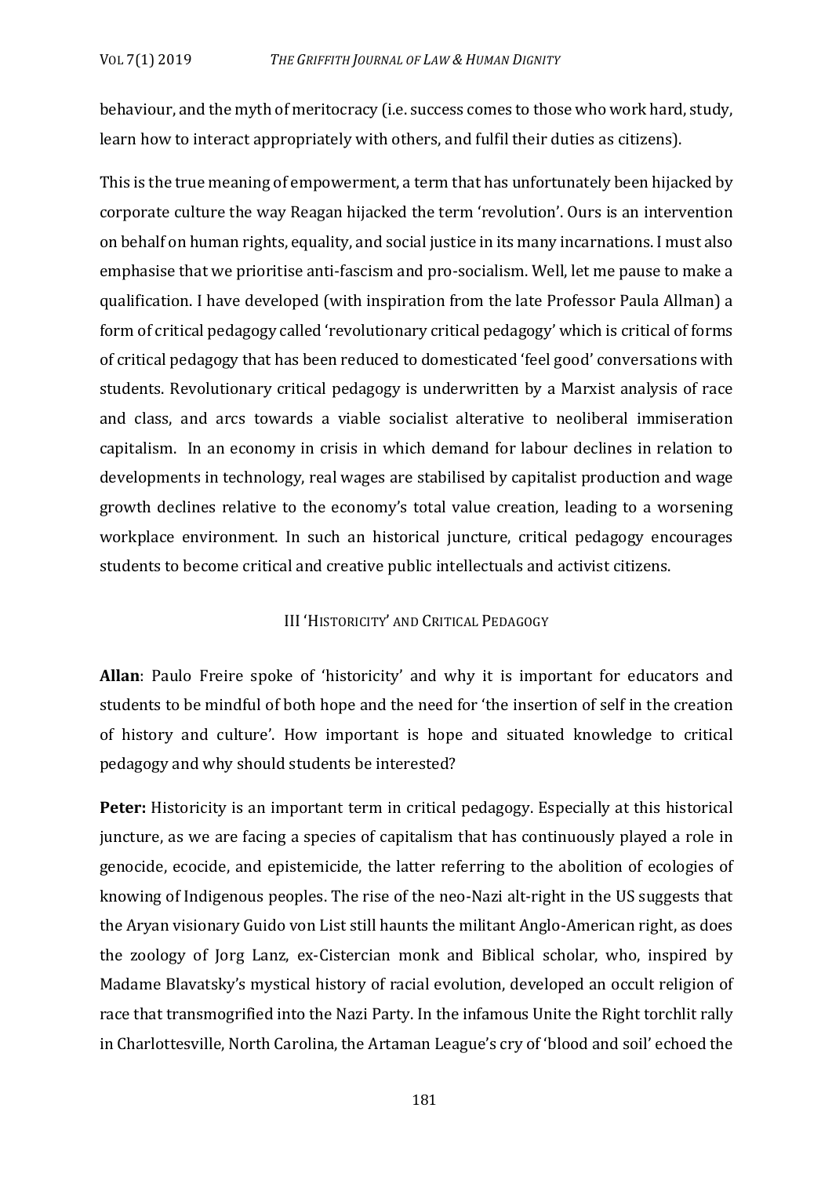behaviour, and the myth of meritocracy (i.e. success comes to those who work hard, study, learn how to interact appropriately with others, and fulfil their duties as citizens).

This is the true meaning of empowerment, a term that has unfortunately been hijacked by corporate culture the way Reagan hijacked the term 'revolution'. Ours is an intervention on behalf on human rights, equality, and social justice in its many incarnations. I must also emphasise that we prioritise anti-fascism and pro-socialism. Well, let me pause to make a qualification. I have developed (with inspiration from the late Professor Paula Allman) a form of critical pedagogy called 'revolutionary critical pedagogy' which is critical of forms of critical pedagogy that has been reduced to domesticated 'feel good' conversations with students. Revolutionary critical pedagogy is underwritten by a Marxist analysis of race and class, and arcs towards a viable socialist alterative to neoliberal immiseration capitalism. In an economy in crisis in which demand for labour declines in relation to developments in technology, real wages are stabilised by capitalist production and wage growth declines relative to the economy's total value creation, leading to a worsening workplace environment. In such an historical juncture, critical pedagogy encourages students to become critical and creative public intellectuals and activist citizens.

## III 'Historicity' and Critical Pedagogy

**Allan**: Paulo Freire spoke of 'historicity' and why it is important for educators and students to be mindful of both hope and the need for 'the insertion of self in the creation of history and culture'. How important is hope and situated knowledge to critical pedagogy and why should students be interested?

**Peter:** Historicity is an important term in critical pedagogy. Especially at this historical juncture, as we are facing a species of capitalism that has continuously played a role in genocide, ecocide, and epistemicide, the latter referring to the abolition of ecologies of knowing of Indigenous peoples. The rise of the neo-Nazi alt-right in the US suggests that the Aryan visionary Guido von List still haunts the militant Anglo-American right, as does the zoology of Jorg Lanz, ex-Cistercian monk and Biblical scholar, who, inspired by Madame Blavatsky's mystical history of racial evolution, developed an occult religion of race that transmogrified into the Nazi Party. In the infamous Unite the Right torchlit rally in Charlottesville, North Carolina, the Artaman League's cry of 'blood and soil' echoed the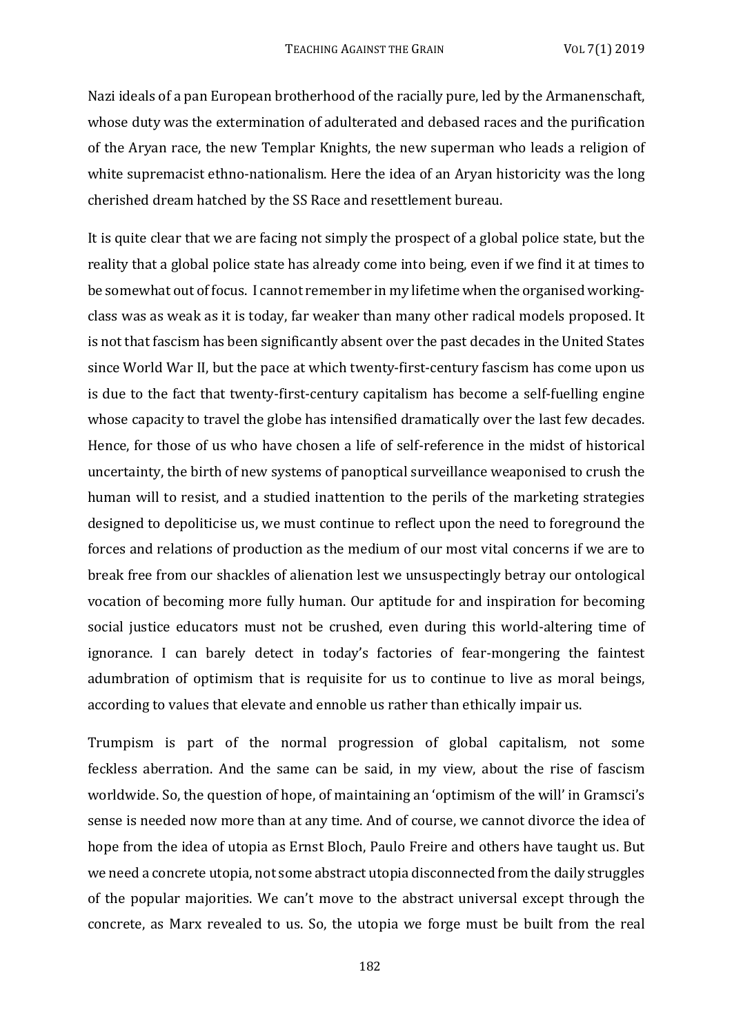Nazi ideals of a pan European brotherhood of the racially pure, led by the Armanenschaft, whose duty was the extermination of adulterated and debased races and the purification of the Aryan race, the new Templar Knights, the new superman who leads a religion of white supremacist ethno-nationalism. Here the idea of an Aryan historicity was the long cherished dream hatched by the SS Race and resettlement bureau.

It is quite clear that we are facing not simply the prospect of a global police state, but the reality that a global police state has already come into being, even if we find it at times to be somewhat out of focus. I cannot remember in my lifetime when the organised working-class was as weak as it is today, far weaker than many other radical models proposed. It is not that fascism has been significantly absent over the past decades in the United States since World War II, but the pace at which twenty-first-century fascism has come upon us is due to the fact that twenty-first-century capitalism has become a self-fuelling engine whose capacity to travel the globe has intensified dramatically over the last few decades. Hence, for those of us who have chosen a life of self-reference in the midst of historical uncertainty, the birth of new systems of panoptical surveillance weaponised to crush the human will to resist, and a studied inattention to the perils of the marketing strategies designed to depoliticise us, we must continue to reflect upon the need to foreground the forces and relations of production as the medium of our most vital concerns if we are to break free from our shackles of alienation lest we unsuspectingly betray our ontological vocation of becoming more fully human. Our aptitude for and inspiration for becoming social justice educators must not be crushed, even during this world-altering time of ignorance. I can barely detect in today's factories of fear-mongering the faintest adumbration of optimism that is requisite for us to continue to live as moral beings, according to values that elevate and ennoble us rather than ethically impair us.

Trumpism is part of the normal progression of global capitalism, not some feckless aberration. And the same can be said, in my view, about the rise of fascism worldwide. So, the question of hope, of maintaining an 'optimism of the will' in Gramsci's sense is needed now more than at any time. And of course, we cannot divorce the idea of hope from the idea of utopia as Ernst Bloch, Paulo Freire and others have taught us. But we need a concrete utopia, not some abstract utopia disconnected from the daily struggles of the popular majorities. We can't move to the abstract universal except through the concrete, as Marx revealed to us. So, the utopia we forge must be built from the real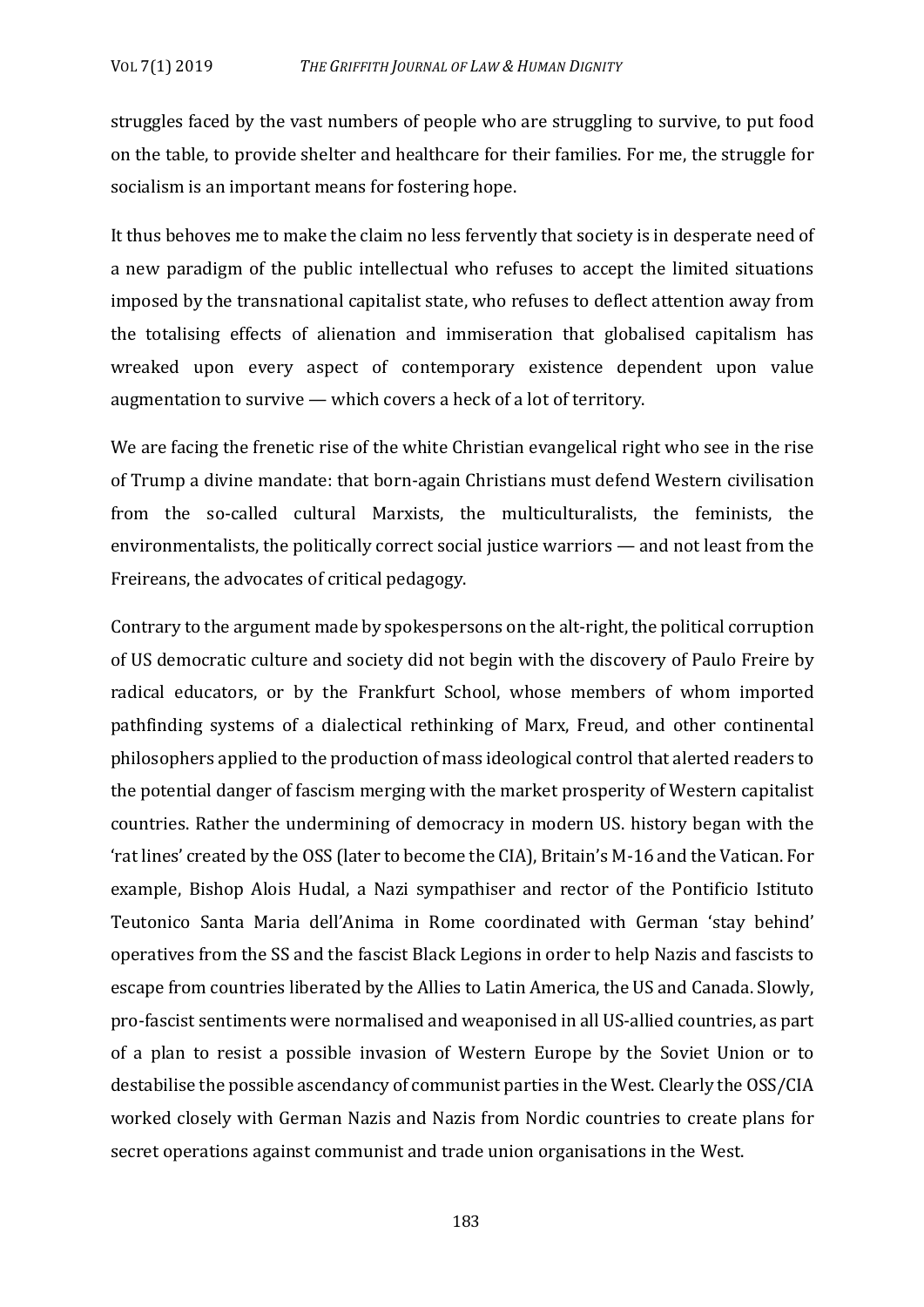struggles faced by the vast numbers of people who are struggling to survive, to put food on the table, to provide shelter and healthcare for their families. For me, the struggle for socialism is an important means for fostering hope.

It thus behoves me to make the claim no less fervently that society is in desperate need of a new paradigm of the public intellectual who refuses to accept the limited situations imposed by the transnational capitalist state, who refuses to deflect attention away from the totalising effects of alienation and immiseration that globalised capitalism has wreaked upon every aspect of contemporary existence dependent upon value augmentation to survive — which covers a heck of a lot of territory.

We are facing the frenetic rise of the white Christian evangelical right who see in the rise of Trump a divine mandate: that born-again Christians must defend Western civilisation from the so-called cultural Marxists, the multiculturalists, the feminists, the environmentalists, the politically correct social justice warriors — and not least from the Freireans, the advocates of critical pedagogy.

Contrary to the argument made by spokespersons on the alt-right, the political corruption of US democratic culture and society did not begin with the discovery of Paulo Freire by radical educators, or by the Frankfurt School, whose members of whom imported pathfinding systems of a dialectical rethinking of Marx, Freud, and other continental philosophers applied to the production of mass ideological control that alerted readers to the potential danger of fascism merging with the market prosperity of Western capitalist countries. Rather the undermining of democracy in modern US. history began with the 'rat lines' created by the OSS (later to become the CIA), Britain's M-16 and the Vatican. For example, Bishop Alois Hudal, a Nazi sympathiser and rector of the Pontificio Istituto Teutonico Santa Maria dell'Anima in Rome coordinated with German 'stay behind' operatives from the SS and the fascist Black Legions in order to help Nazis and fascists to escape from countries liberated by the Allies to Latin America, the US and Canada. Slowly, pro-fascist sentiments were normalised and weaponised in all US-allied countries, as part of a plan to resist a possible invasion of Western Europe by the Soviet Union or to destabilise the possible ascendancy of communist parties in the West. Clearly the OSS/CIA worked closely with German Nazis and Nazis from Nordic countries to create plans for secret operations against communist and trade union organisations in the West.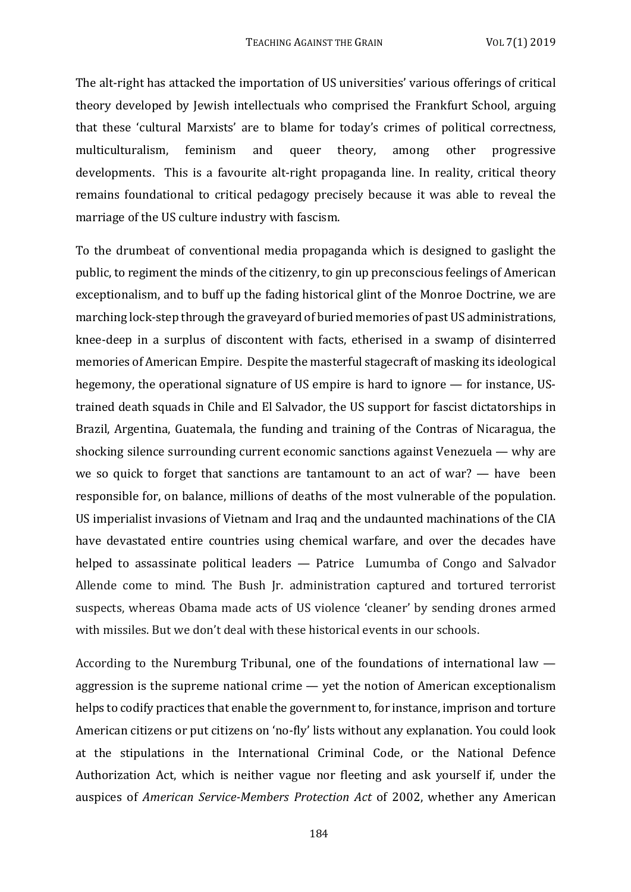The alt-right has attacked the importation of US universities' various offerings of critical theory developed by Jewish intellectuals who comprised the Frankfurt School, arguing that these 'cultural Marxists' are to blame for today's crimes of political correctness, multiculturalism, feminism and queer theory, among other progressive developments. This is a favourite alt-right propaganda line. In reality, critical theory remains foundational to critical pedagogy precisely because it was able to reveal the marriage of the US culture industry with fascism.

To the drumbeat of conventional media propaganda which is designed to gaslight the public, to regiment the minds of the citizenry, to gin up preconscious feelings of American exceptionalism, and to buff up the fading historical glint of the Monroe Doctrine, we are marching lock-step through the graveyard of buried memories of past US administrations, knee-deep in a surplus of discontent with facts, etherised in a swamp of disinterred memories of American Empire. Despite the masterful stagecraft of masking its ideological hegemony, the operational signature of US empire is hard to ignore — for instance, US-trained death squads in Chile and El Salvador, the US support for fascist dictatorships in Brazil, Argentina, Guatemala, the funding and training of the Contras of Nicaragua, the shocking silence surrounding current economic sanctions against Venezuela — why are we so quick to forget that sanctions are tantamount to an act of war? — have been responsible for, on balance, millions of deaths of the most vulnerable of the population. US imperialist invasions of Vietnam and Iraq and the undaunted machinations of the CIA have devastated entire countries using chemical warfare, and over the decades have helped to assassinate political leaders — Patrice Lumumba of Congo and Salvador Allende come to mind. The Bush Jr. administration captured and tortured terrorist suspects, whereas Obama made acts of US violence 'cleaner' by sending drones armed with missiles. But we don't deal with these historical events in our schools.

According to the Nuremburg Tribunal, one of the foundations of international law — aggression is the supreme national crime — yet the notion of American exceptionalism helps to codify practices that enable the government to, for instance, imprison and torture American citizens or put citizens on 'no-fly' lists without any explanation. You could look at the stipulations in the International Criminal Code, or the National Defence Authorization Act, which is neither vague nor fleeting and ask yourself if, under the auspices of *American Service-Members Protection Act* of 2002, whether any American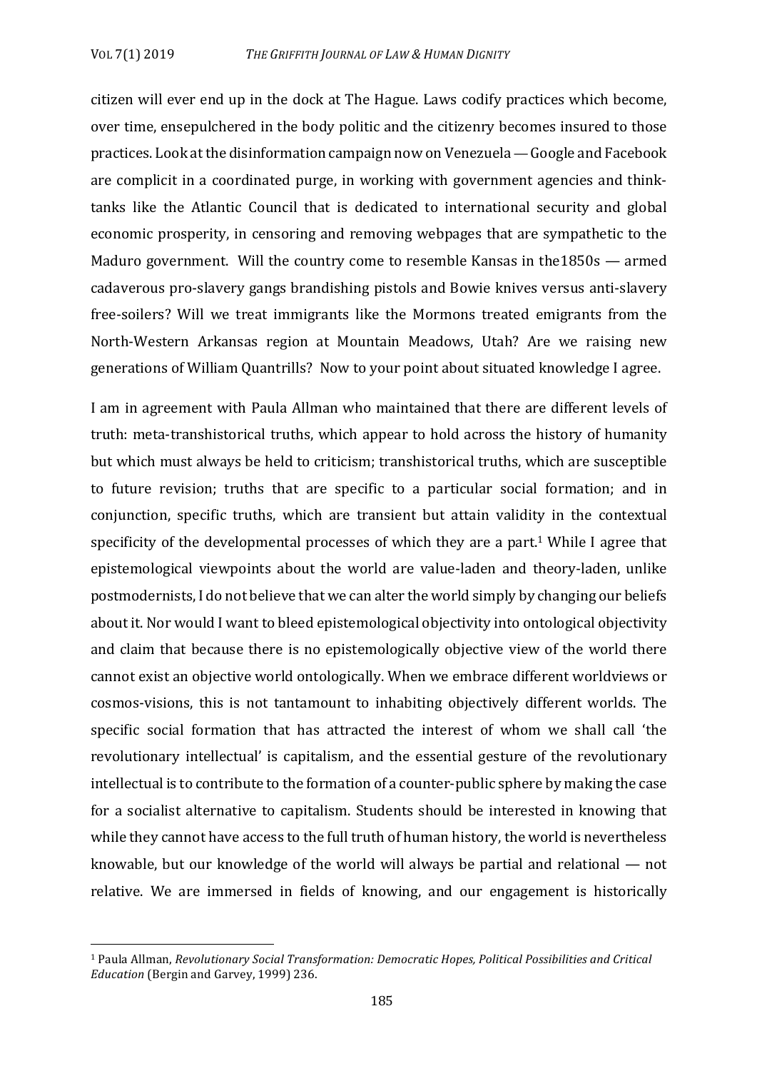citizen will ever end up in the dock at The Hague. Laws codify practices which become, over time, ensepulchered in the body politic and the citizenry becomes insured to those practices. Look at the disinformation campaign now on Venezuela — Google and Facebook are complicit in a coordinated purge, in working with government agencies and think-tanks like the Atlantic Council that is dedicated to international security and global economic prosperity, in censoring and removing webpages that are sympathetic to the Maduro government. Will the country come to resemble Kansas in the1850s — armed cadaverous pro-slavery gangs brandishing pistols and Bowie knives versus anti-slavery free-soilers? Will we treat immigrants like the Mormons treated emigrants from the North-Western Arkansas region at Mountain Meadows, Utah? Are we raising new generations of William Quantrills? Now to your point about situated knowledge I agree.

I am in agreement with Paula Allman who maintained that there are different levels of truth: meta-transhistorical truths, which appear to hold across the history of humanity but which must always be held to criticism; transhistorical truths, which are susceptible to future revision; truths that are specific to a particular social formation; and in conjunction, specific truths, which are transient but attain validity in the contextual specificity of the developmental processes of which they are a part.[1] While I agree that epistemological viewpoints about the world are value-laden and theory-laden, unlike postmodernists, I do not believe that we can alter the world simply by changing our beliefs about it. Nor would I want to bleed epistemological objectivity into ontological objectivity and claim that because there is no epistemologically objective view of the world there cannot exist an objective world ontologically. When we embrace different worldviews or cosmos-visions, this is not tantamount to inhabiting objectively different worlds. The specific social formation that has attracted the interest of whom we shall call 'the revolutionary intellectual' is capitalism, and the essential gesture of the revolutionary intellectual is to contribute to the formation of a counter-public sphere by making the case for a socialist alternative to capitalism. Students should be interested in knowing that while they cannot have access to the full truth of human history, the world is nevertheless knowable, but our knowledge of the world will always be partial and relational — not relative. We are immersed in fields of knowing, and our engagement is historically

---

[1] Paula Allman, *Revolutionary Social Transformation: Democratic Hopes, Political Possibilities and Critical Education* (Bergin and Garvey, 1999) 236.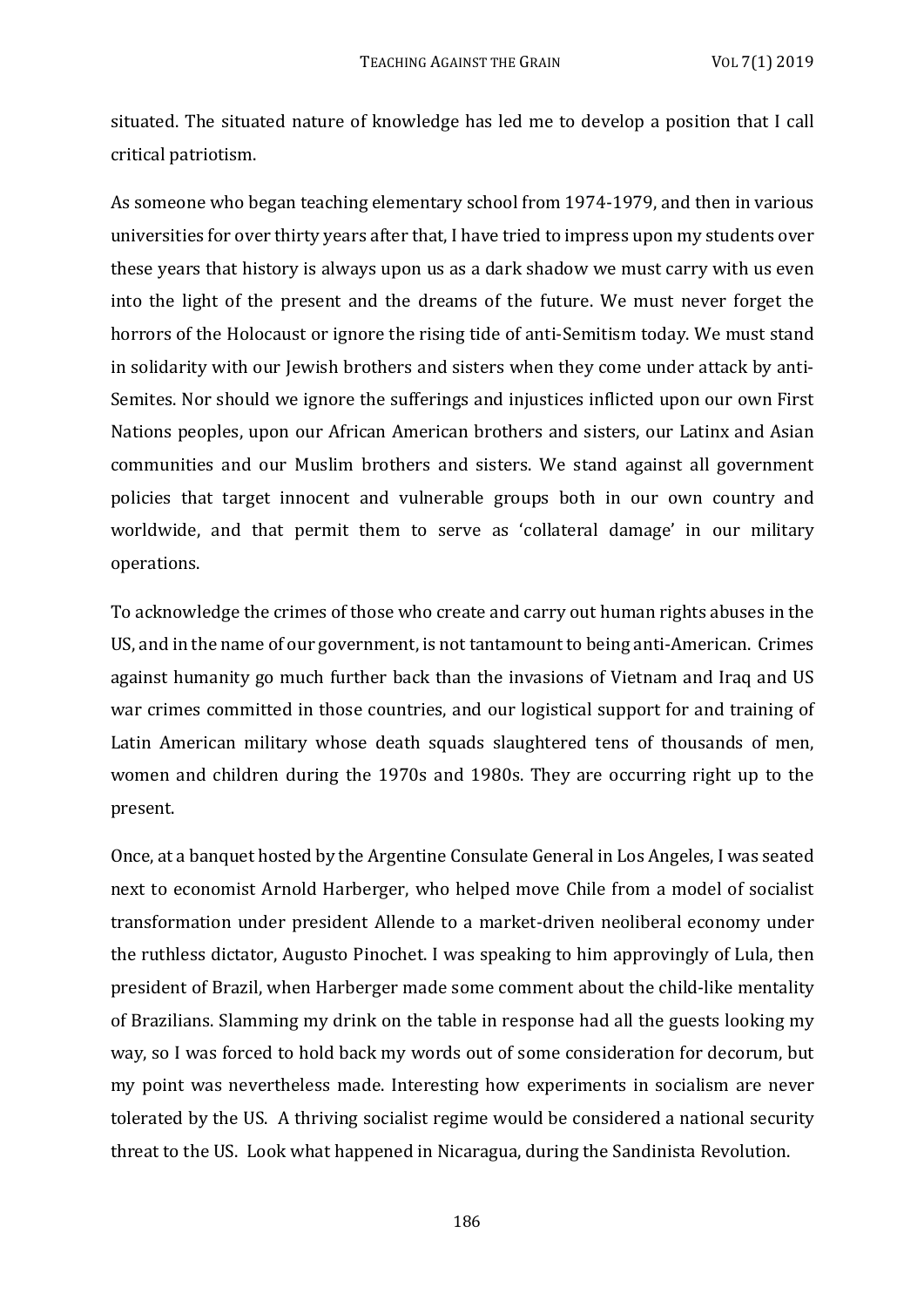situated. The situated nature of knowledge has led me to develop a position that I call critical patriotism.

As someone who began teaching elementary school from 1974-1979, and then in various universities for over thirty years after that, I have tried to impress upon my students over these years that history is always upon us as a dark shadow we must carry with us even into the light of the present and the dreams of the future. We must never forget the horrors of the Holocaust or ignore the rising tide of anti-Semitism today. We must stand in solidarity with our Jewish brothers and sisters when they come under attack by anti-Semites. Nor should we ignore the sufferings and injustices inflicted upon our own First Nations peoples, upon our African American brothers and sisters, our Latinx and Asian communities and our Muslim brothers and sisters. We stand against all government policies that target innocent and vulnerable groups both in our own country and worldwide, and that permit them to serve as 'collateral damage' in our military operations.

To acknowledge the crimes of those who create and carry out human rights abuses in the US, and in the name of our government, is not tantamount to being anti-American. Crimes against humanity go much further back than the invasions of Vietnam and Iraq and US war crimes committed in those countries, and our logistical support for and training of Latin American military whose death squads slaughtered tens of thousands of men, women and children during the 1970s and 1980s. They are occurring right up to the present.

Once, at a banquet hosted by the Argentine Consulate General in Los Angeles, I was seated next to economist Arnold Harberger, who helped move Chile from a model of socialist transformation under president Allende to a market-driven neoliberal economy under the ruthless dictator, Augusto Pinochet. I was speaking to him approvingly of Lula, then president of Brazil, when Harberger made some comment about the child-like mentality of Brazilians. Slamming my drink on the table in response had all the guests looking my way, so I was forced to hold back my words out of some consideration for decorum, but my point was nevertheless made. Interesting how experiments in socialism are never tolerated by the US. A thriving socialist regime would be considered a national security threat to the US. Look what happened in Nicaragua, during the Sandinista Revolution.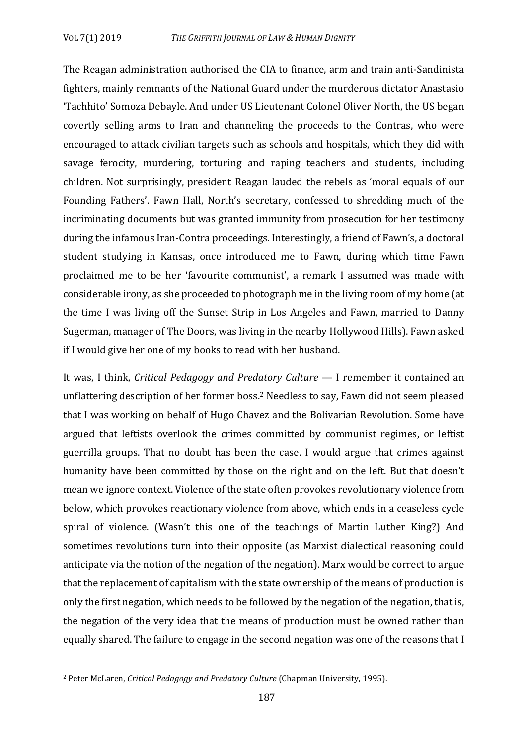The Reagan administration authorised the CIA to finance, arm and train anti-Sandinista fighters, mainly remnants of the National Guard under the murderous dictator Anastasio 'Tachhito' Somoza Debayle. And under US Lieutenant Colonel Oliver North, the US began covertly selling arms to Iran and channeling the proceeds to the Contras, who were encouraged to attack civilian targets such as schools and hospitals, which they did with savage ferocity, murdering, torturing and raping teachers and students, including children. Not surprisingly, president Reagan lauded the rebels as 'moral equals of our Founding Fathers'. Fawn Hall, North's secretary, confessed to shredding much of the incriminating documents but was granted immunity from prosecution for her testimony during the infamous Iran-Contra proceedings. Interestingly, a friend of Fawn's, a doctoral student studying in Kansas, once introduced me to Fawn, during which time Fawn proclaimed me to be her 'favourite communist', a remark I assumed was made with considerable irony, as she proceeded to photograph me in the living room of my home (at the time I was living off the Sunset Strip in Los Angeles and Fawn, married to Danny Sugerman, manager of The Doors, was living in the nearby Hollywood Hills). Fawn asked if I would give her one of my books to read with her husband.

It was, I think, *Critical Pedagogy and Predatory Culture* — I remember it contained an unflattering description of her former boss.[2] Needless to say, Fawn did not seem pleased that I was working on behalf of Hugo Chavez and the Bolivarian Revolution. Some have argued that leftists overlook the crimes committed by communist regimes, or leftist guerrilla groups. That no doubt has been the case. I would argue that crimes against humanity have been committed by those on the right and on the left. But that doesn't mean we ignore context. Violence of the state often provokes revolutionary violence from below, which provokes reactionary violence from above, which ends in a ceaseless cycle spiral of violence. (Wasn't this one of the teachings of Martin Luther King?) And sometimes revolutions turn into their opposite (as Marxist dialectical reasoning could anticipate via the notion of the negation of the negation). Marx would be correct to argue that the replacement of capitalism with the state ownership of the means of production is only the first negation, which needs to be followed by the negation of the negation, that is, the negation of the very idea that the means of production must be owned rather than equally shared. The failure to engage in the second negation was one of the reasons that I

[2] Peter McLaren, *Critical Pedagogy and Predatory Culture* (Chapman University, 1995).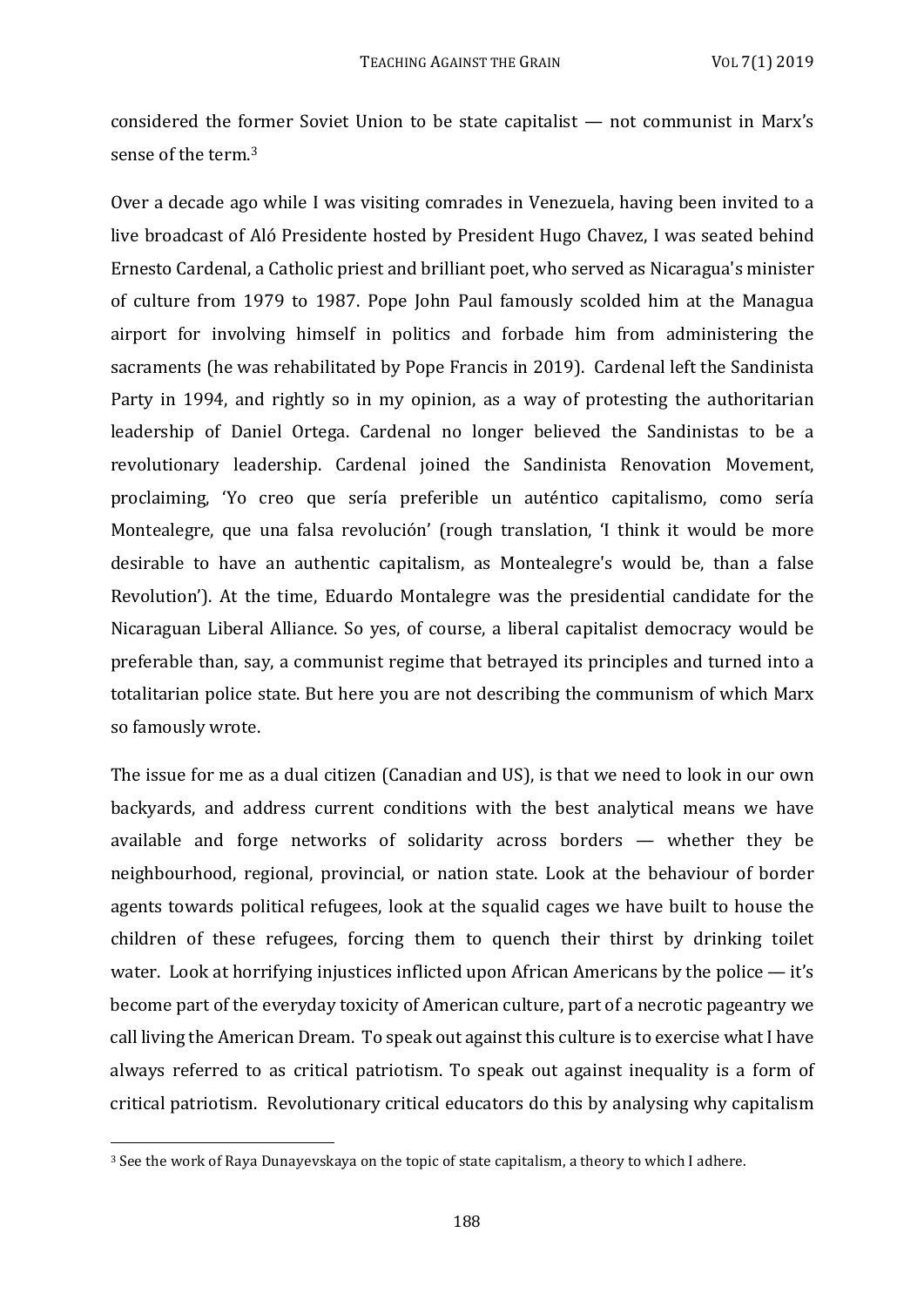considered the former Soviet Union to be state capitalist — not communist in Marx's sense of the term.[3]

Over a decade ago while I was visiting comrades in Venezuela, having been invited to a live broadcast of Aló Presidente hosted by President Hugo Chavez, I was seated behind Ernesto Cardenal, a Catholic priest and brilliant poet, who served as Nicaragua's minister of culture from 1979 to 1987. Pope John Paul famously scolded him at the Managua airport for involving himself in politics and forbade him from administering the sacraments (he was rehabilitated by Pope Francis in 2019). Cardenal left the Sandinista Party in 1994, and rightly so in my opinion, as a way of protesting the authoritarian leadership of Daniel Ortega. Cardenal no longer believed the Sandinistas to be a revolutionary leadership. Cardenal joined the Sandinista Renovation Movement, proclaiming, 'Yo creo que sería preferible un auténtico capitalismo, como sería Montealegre, que una falsa revolución' (rough translation, 'I think it would be more desirable to have an authentic capitalism, as Montealegre's would be, than a false Revolution'). At the time, Eduardo Montalegre was the presidential candidate for the Nicaraguan Liberal Alliance. So yes, of course, a liberal capitalist democracy would be preferable than, say, a communist regime that betrayed its principles and turned into a totalitarian police state. But here you are not describing the communism of which Marx so famously wrote.

The issue for me as a dual citizen (Canadian and US), is that we need to look in our own backyards, and address current conditions with the best analytical means we have available and forge networks of solidarity across borders — whether they be neighbourhood, regional, provincial, or nation state. Look at the behaviour of border agents towards political refugees, look at the squalid cages we have built to house the children of these refugees, forcing them to quench their thirst by drinking toilet water. Look at horrifying injustices inflicted upon African Americans by the police — it's become part of the everyday toxicity of American culture, part of a necrotic pageantry we call living the American Dream. To speak out against this culture is to exercise what I have always referred to as critical patriotism. To speak out against inequality is a form of critical patriotism. Revolutionary critical educators do this by analysing why capitalism

[3] See the work of Raya Dunayevskaya on the topic of state capitalism, a theory to which I adhere.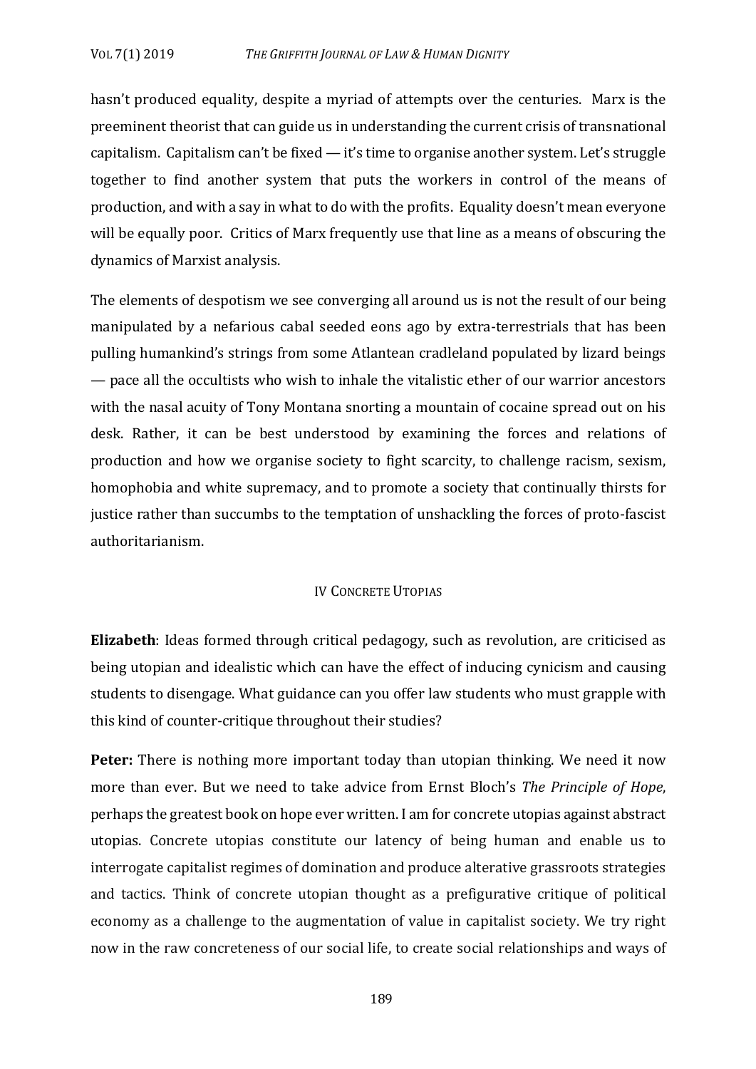hasn't produced equality, despite a myriad of attempts over the centuries. Marx is the preeminent theorist that can guide us in understanding the current crisis of transnational capitalism. Capitalism can't be fixed — it's time to organise another system. Let's struggle together to find another system that puts the workers in control of the means of production, and with a say in what to do with the profits. Equality doesn't mean everyone will be equally poor. Critics of Marx frequently use that line as a means of obscuring the dynamics of Marxist analysis.

The elements of despotism we see converging all around us is not the result of our being manipulated by a nefarious cabal seeded eons ago by extra-terrestrials that has been pulling humankind's strings from some Atlantean cradleland populated by lizard beings — pace all the occultists who wish to inhale the vitalistic ether of our warrior ancestors with the nasal acuity of Tony Montana snorting a mountain of cocaine spread out on his desk. Rather, it can be best understood by examining the forces and relations of production and how we organise society to fight scarcity, to challenge racism, sexism, homophobia and white supremacy, and to promote a society that continually thirsts for justice rather than succumbs to the temptation of unshackling the forces of proto-fascist authoritarianism.

## IV Concrete Utopias

**Elizabeth**: Ideas formed through critical pedagogy, such as revolution, are criticised as being utopian and idealistic which can have the effect of inducing cynicism and causing students to disengage. What guidance can you offer law students who must grapple with this kind of counter-critique throughout their studies?

**Peter:** There is nothing more important today than utopian thinking. We need it now more than ever. But we need to take advice from Ernst Bloch's *The Principle of Hope*, perhaps the greatest book on hope ever written. I am for concrete utopias against abstract utopias. Concrete utopias constitute our latency of being human and enable us to interrogate capitalist regimes of domination and produce alterative grassroots strategies and tactics. Think of concrete utopian thought as a prefigurative critique of political economy as a challenge to the augmentation of value in capitalist society. We try right now in the raw concreteness of our social life, to create social relationships and ways of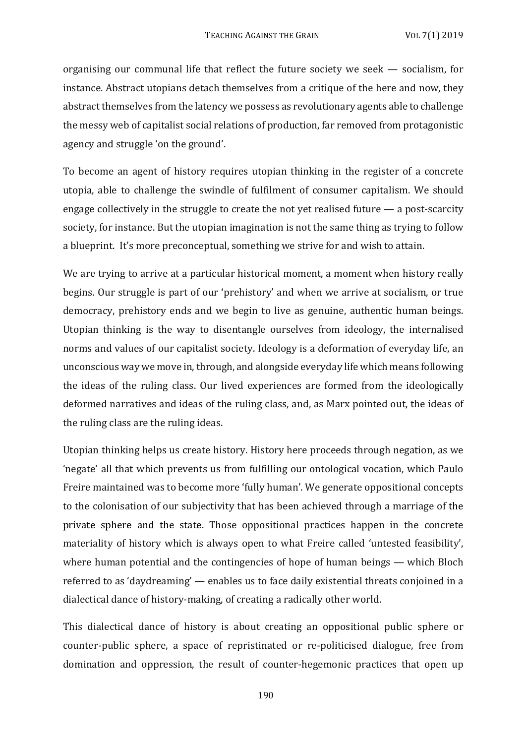organising our communal life that reflect the future society we seek — socialism, for instance. Abstract utopians detach themselves from a critique of the here and now, they abstract themselves from the latency we possess as revolutionary agents able to challenge the messy web of capitalist social relations of production, far removed from protagonistic agency and struggle 'on the ground'.

To become an agent of history requires utopian thinking in the register of a concrete utopia, able to challenge the swindle of fulfilment of consumer capitalism. We should engage collectively in the struggle to create the not yet realised future — a post-scarcity society, for instance. But the utopian imagination is not the same thing as trying to follow a blueprint. It's more preconceptual, something we strive for and wish to attain.

We are trying to arrive at a particular historical moment, a moment when history really begins. Our struggle is part of our 'prehistory' and when we arrive at socialism, or true democracy, prehistory ends and we begin to live as genuine, authentic human beings. Utopian thinking is the way to disentangle ourselves from ideology, the internalised norms and values of our capitalist society. Ideology is a deformation of everyday life, an unconscious way we move in, through, and alongside everyday life which means following the ideas of the ruling class. Our lived experiences are formed from the ideologically deformed narratives and ideas of the ruling class, and, as Marx pointed out, the ideas of the ruling class are the ruling ideas.

Utopian thinking helps us create history. History here proceeds through negation, as we 'negate' all that which prevents us from fulfilling our ontological vocation, which Paulo Freire maintained was to become more 'fully human'. We generate oppositional concepts to the colonisation of our subjectivity that has been achieved through a marriage of the private sphere and the state. Those oppositional practices happen in the concrete materiality of history which is always open to what Freire called 'untested feasibility', where human potential and the contingencies of hope of human beings — which Bloch referred to as 'daydreaming' — enables us to face daily existential threats conjoined in a dialectical dance of history-making, of creating a radically other world.

This dialectical dance of history is about creating an oppositional public sphere or counter-public sphere, a space of repristinated or re-politicised dialogue, free from domination and oppression, the result of counter-hegemonic practices that open up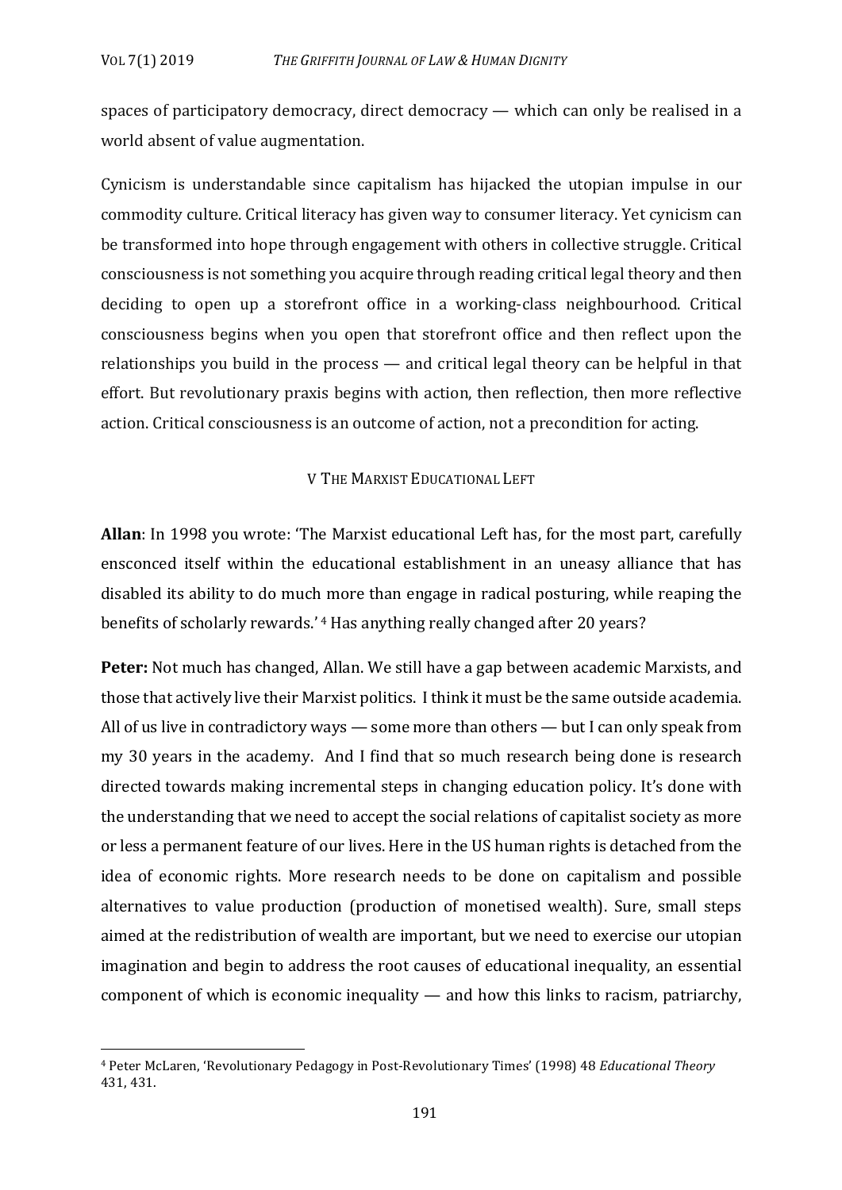spaces of participatory democracy, direct democracy — which can only be realised in a world absent of value augmentation.

Cynicism is understandable since capitalism has hijacked the utopian impulse in our commodity culture. Critical literacy has given way to consumer literacy. Yet cynicism can be transformed into hope through engagement with others in collective struggle. Critical consciousness is not something you acquire through reading critical legal theory and then deciding to open up a storefront office in a working-class neighbourhood. Critical consciousness begins when you open that storefront office and then reflect upon the relationships you build in the process — and critical legal theory can be helpful in that effort. But revolutionary praxis begins with action, then reflection, then more reflective action. Critical consciousness is an outcome of action, not a precondition for acting.

## V The Marxist Educational Left

**Allan**: In 1998 you wrote: 'The Marxist educational Left has, for the most part, carefully ensconced itself within the educational establishment in an uneasy alliance that has disabled its ability to do much more than engage in radical posturing, while reaping the benefits of scholarly rewards.' [4] Has anything really changed after 20 years?

**Peter:** Not much has changed, Allan. We still have a gap between academic Marxists, and those that actively live their Marxist politics. I think it must be the same outside academia. All of us live in contradictory ways — some more than others — but I can only speak from my 30 years in the academy. And I find that so much research being done is research directed towards making incremental steps in changing education policy. It's done with the understanding that we need to accept the social relations of capitalist society as more or less a permanent feature of our lives. Here in the US human rights is detached from the idea of economic rights. More research needs to be done on capitalism and possible alternatives to value production (production of monetised wealth). Sure, small steps aimed at the redistribution of wealth are important, but we need to exercise our utopian imagination and begin to address the root causes of educational inequality, an essential component of which is economic inequality — and how this links to racism, patriarchy,

[4] Peter McLaren, 'Revolutionary Pedagogy in Post-Revolutionary Times' (1998) 48 *Educational Theory* 431, 431.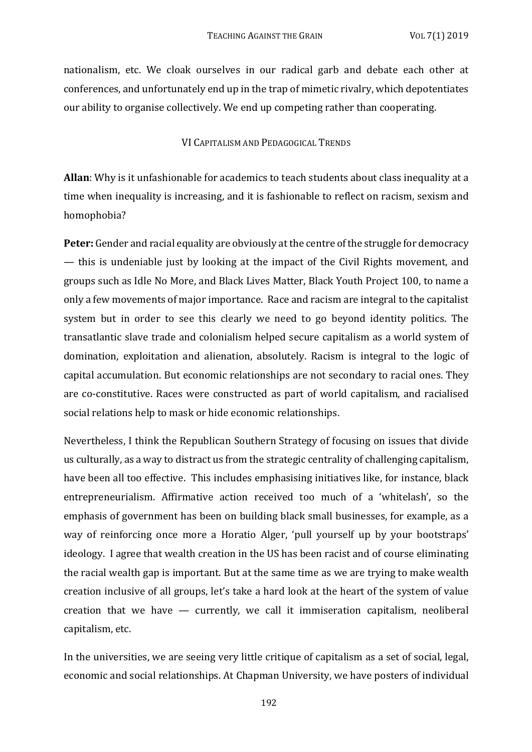nationalism, etc. We cloak ourselves in our radical garb and debate each other at conferences, and unfortunately end up in the trap of mimetic rivalry, which depotentiates our ability to organise collectively. We end up competing rather than cooperating.

## VI Capitalism and Pedagogical Trends

**Allan**: Why is it unfashionable for academics to teach students about class inequality at a time when inequality is increasing, and it is fashionable to reflect on racism, sexism and homophobia?

**Peter:** Gender and racial equality are obviously at the centre of the struggle for democracy — this is undeniable just by looking at the impact of the Civil Rights movement, and groups such as Idle No More, and Black Lives Matter, Black Youth Project 100, to name a only a few movements of major importance. Race and racism are integral to the capitalist system but in order to see this clearly we need to go beyond identity politics. The transatlantic slave trade and colonialism helped secure capitalism as a world system of domination, exploitation and alienation, absolutely. Racism is integral to the logic of capital accumulation. But economic relationships are not secondary to racial ones. They are co-constitutive. Races were constructed as part of world capitalism, and racialised social relations help to mask or hide economic relationships.

Nevertheless, I think the Republican Southern Strategy of focusing on issues that divide us culturally, as a way to distract us from the strategic centrality of challenging capitalism, have been all too effective. This includes emphasising initiatives like, for instance, black entrepreneurialism. Affirmative action received too much of a 'whitelash', so the emphasis of government has been on building black small businesses, for example, as a way of reinforcing once more a Horatio Alger, 'pull yourself up by your bootstraps' ideology. I agree that wealth creation in the US has been racist and of course eliminating the racial wealth gap is important. But at the same time as we are trying to make wealth creation inclusive of all groups, let's take a hard look at the heart of the system of value creation that we have — currently, we call it immiseration capitalism, neoliberal capitalism, etc.

In the universities, we are seeing very little critique of capitalism as a set of social, legal, economic and social relationships. At Chapman University, we have posters of individual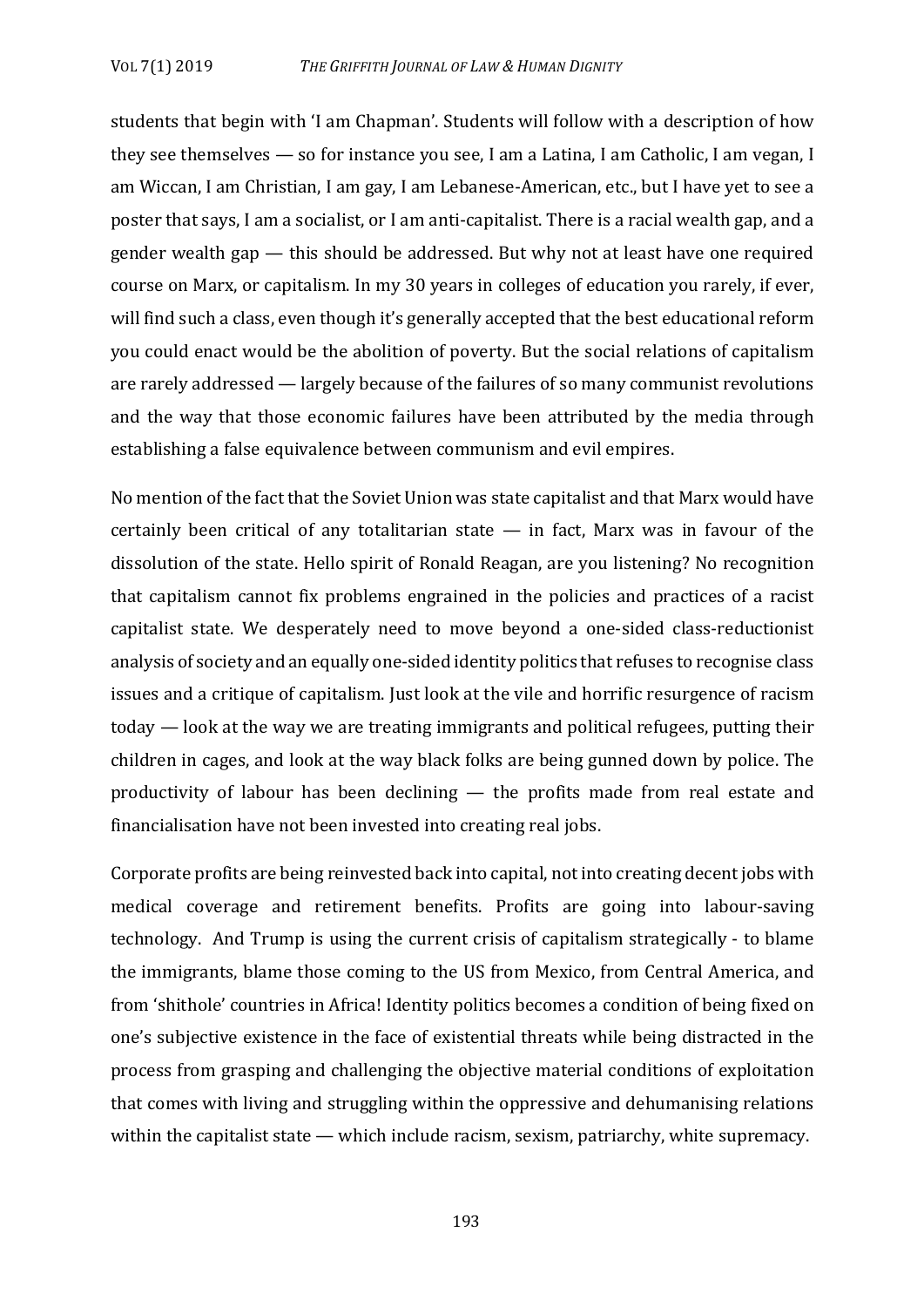students that begin with 'I am Chapman'. Students will follow with a description of how they see themselves — so for instance you see, I am a Latina, I am Catholic, I am vegan, I am Wiccan, I am Christian, I am gay, I am Lebanese-American, etc., but I have yet to see a poster that says, I am a socialist, or I am anti-capitalist. There is a racial wealth gap, and a gender wealth gap — this should be addressed. But why not at least have one required course on Marx, or capitalism. In my 30 years in colleges of education you rarely, if ever, will find such a class, even though it's generally accepted that the best educational reform you could enact would be the abolition of poverty. But the social relations of capitalism are rarely addressed — largely because of the failures of so many communist revolutions and the way that those economic failures have been attributed by the media through establishing a false equivalence between communism and evil empires.

No mention of the fact that the Soviet Union was state capitalist and that Marx would have certainly been critical of any totalitarian state — in fact, Marx was in favour of the dissolution of the state. Hello spirit of Ronald Reagan, are you listening? No recognition that capitalism cannot fix problems engrained in the policies and practices of a racist capitalist state. We desperately need to move beyond a one-sided class-reductionist analysis of society and an equally one-sided identity politics that refuses to recognise class issues and a critique of capitalism. Just look at the vile and horrific resurgence of racism today — look at the way we are treating immigrants and political refugees, putting their children in cages, and look at the way black folks are being gunned down by police. The productivity of labour has been declining — the profits made from real estate and financialisation have not been invested into creating real jobs.

Corporate profits are being reinvested back into capital, not into creating decent jobs with medical coverage and retirement benefits. Profits are going into labour-saving technology. And Trump is using the current crisis of capitalism strategically - to blame the immigrants, blame those coming to the US from Mexico, from Central America, and from 'shithole' countries in Africa! Identity politics becomes a condition of being fixed on one's subjective existence in the face of existential threats while being distracted in the process from grasping and challenging the objective material conditions of exploitation that comes with living and struggling within the oppressive and dehumanising relations within the capitalist state — which include racism, sexism, patriarchy, white supremacy.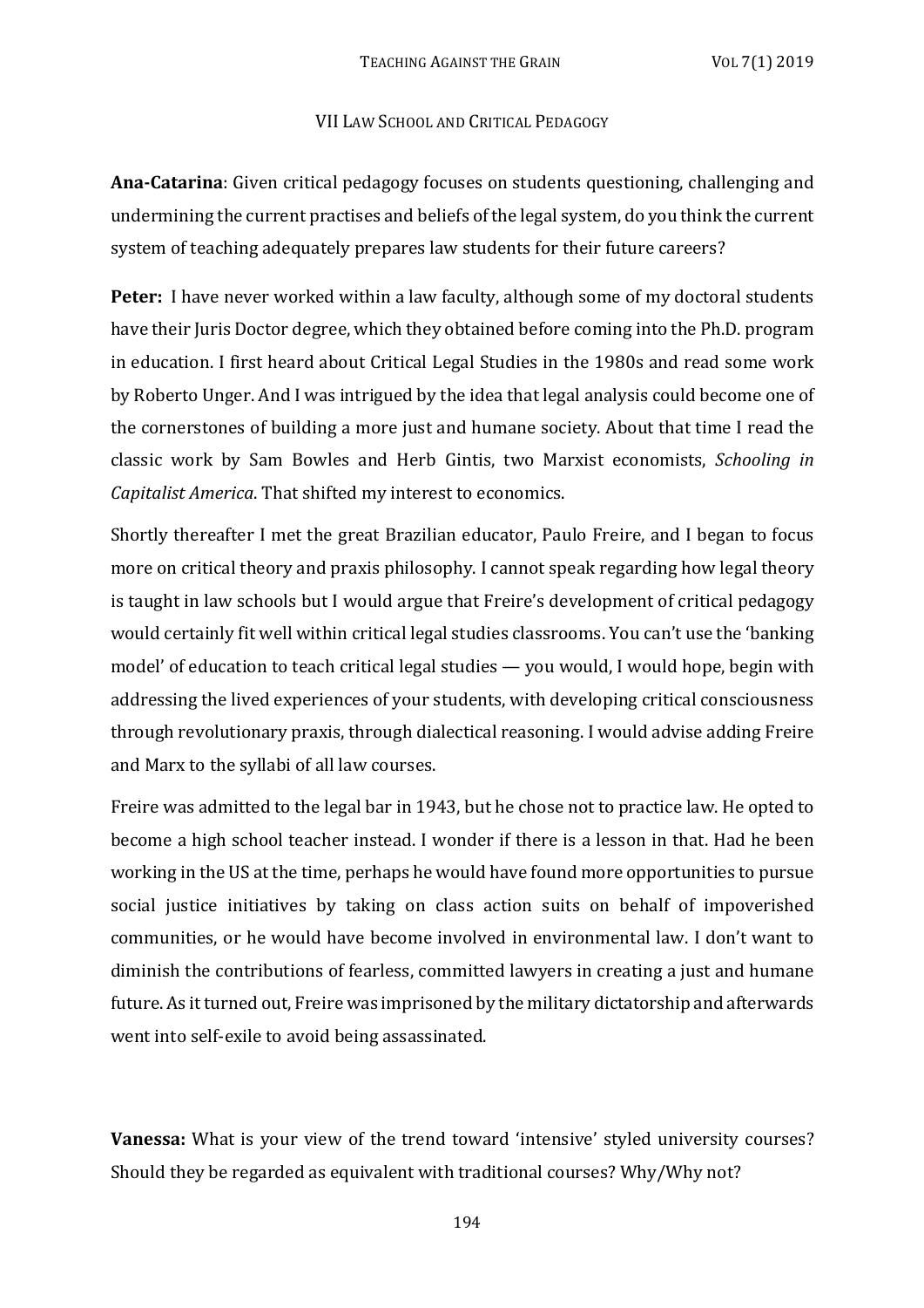## VII Law School and Critical Pedagogy

**Ana-Catarina**: Given critical pedagogy focuses on students questioning, challenging and undermining the current practises and beliefs of the legal system, do you think the current system of teaching adequately prepares law students for their future careers?

**Peter:** I have never worked within a law faculty, although some of my doctoral students have their Juris Doctor degree, which they obtained before coming into the Ph.D. program in education. I first heard about Critical Legal Studies in the 1980s and read some work by Roberto Unger. And I was intrigued by the idea that legal analysis could become one of the cornerstones of building a more just and humane society. About that time I read the classic work by Sam Bowles and Herb Gintis, two Marxist economists, *Schooling in Capitalist America*. That shifted my interest to economics.

Shortly thereafter I met the great Brazilian educator, Paulo Freire, and I began to focus more on critical theory and praxis philosophy. I cannot speak regarding how legal theory is taught in law schools but I would argue that Freire's development of critical pedagogy would certainly fit well within critical legal studies classrooms. You can't use the 'banking model' of education to teach critical legal studies — you would, I would hope, begin with addressing the lived experiences of your students, with developing critical consciousness through revolutionary praxis, through dialectical reasoning. I would advise adding Freire and Marx to the syllabi of all law courses.

Freire was admitted to the legal bar in 1943, but he chose not to practice law. He opted to become a high school teacher instead. I wonder if there is a lesson in that. Had he been working in the US at the time, perhaps he would have found more opportunities to pursue social justice initiatives by taking on class action suits on behalf of impoverished communities, or he would have become involved in environmental law. I don't want to diminish the contributions of fearless, committed lawyers in creating a just and humane future. As it turned out, Freire was imprisoned by the military dictatorship and afterwards went into self-exile to avoid being assassinated.

**Vanessa:** What is your view of the trend toward 'intensive' styled university courses? Should they be regarded as equivalent with traditional courses? Why/Why not?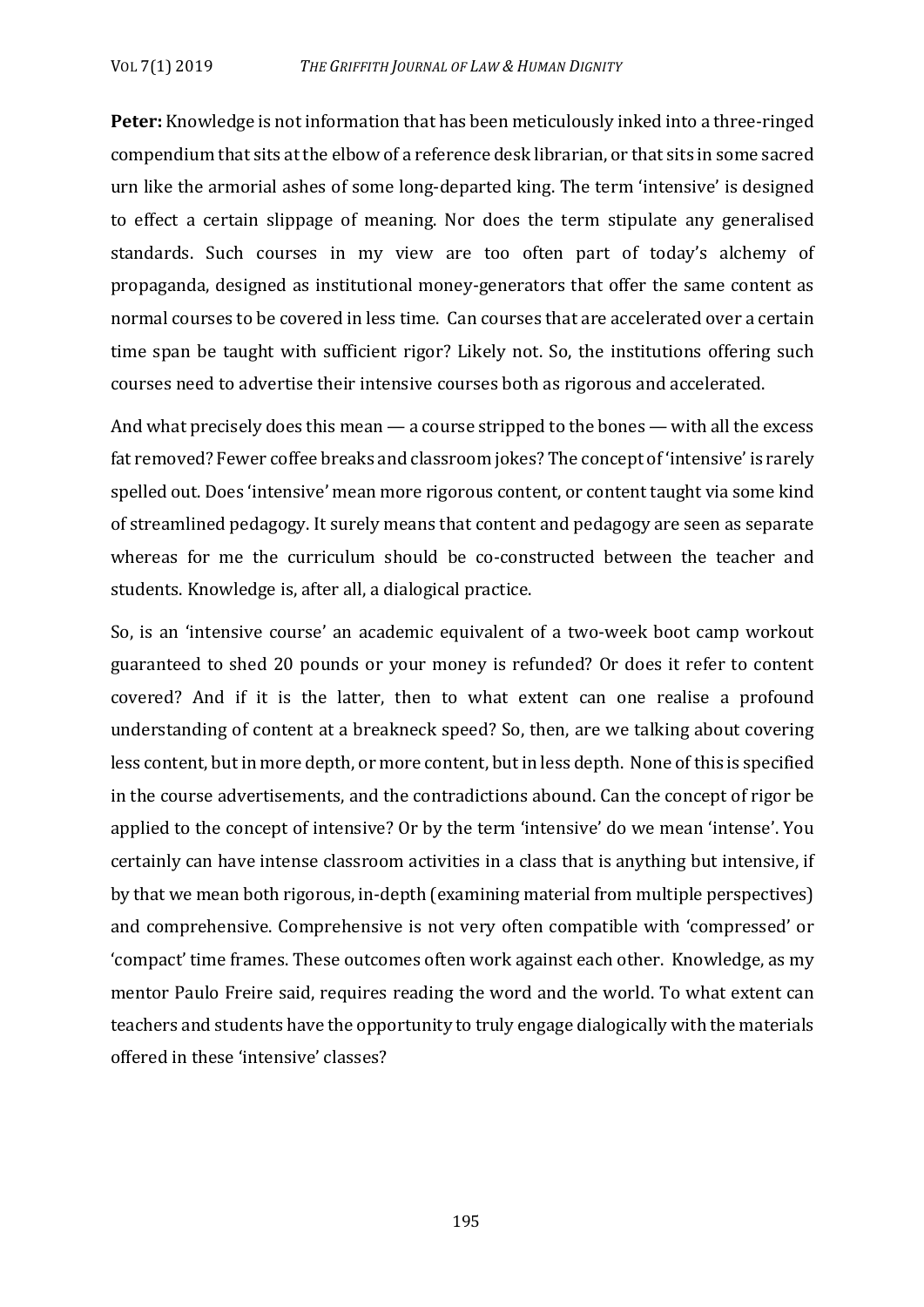**Peter:** Knowledge is not information that has been meticulously inked into a three-ringed compendium that sits at the elbow of a reference desk librarian, or that sits in some sacred urn like the armorial ashes of some long-departed king. The term 'intensive' is designed to effect a certain slippage of meaning. Nor does the term stipulate any generalised standards. Such courses in my view are too often part of today's alchemy of propaganda, designed as institutional money-generators that offer the same content as normal courses to be covered in less time. Can courses that are accelerated over a certain time span be taught with sufficient rigor? Likely not. So, the institutions offering such courses need to advertise their intensive courses both as rigorous and accelerated.

And what precisely does this mean — a course stripped to the bones — with all the excess fat removed? Fewer coffee breaks and classroom jokes? The concept of 'intensive' is rarely spelled out. Does 'intensive' mean more rigorous content, or content taught via some kind of streamlined pedagogy. It surely means that content and pedagogy are seen as separate whereas for me the curriculum should be co-constructed between the teacher and students. Knowledge is, after all, a dialogical practice.

So, is an 'intensive course' an academic equivalent of a two-week boot camp workout guaranteed to shed 20 pounds or your money is refunded? Or does it refer to content covered? And if it is the latter, then to what extent can one realise a profound understanding of content at a breakneck speed? So, then, are we talking about covering less content, but in more depth, or more content, but in less depth. None of this is specified in the course advertisements, and the contradictions abound. Can the concept of rigor be applied to the concept of intensive? Or by the term 'intensive' do we mean 'intense'. You certainly can have intense classroom activities in a class that is anything but intensive, if by that we mean both rigorous, in-depth (examining material from multiple perspectives) and comprehensive. Comprehensive is not very often compatible with 'compressed' or 'compact' time frames. These outcomes often work against each other. Knowledge, as my mentor Paulo Freire said, requires reading the word and the world. To what extent can teachers and students have the opportunity to truly engage dialogically with the materials offered in these 'intensive' classes?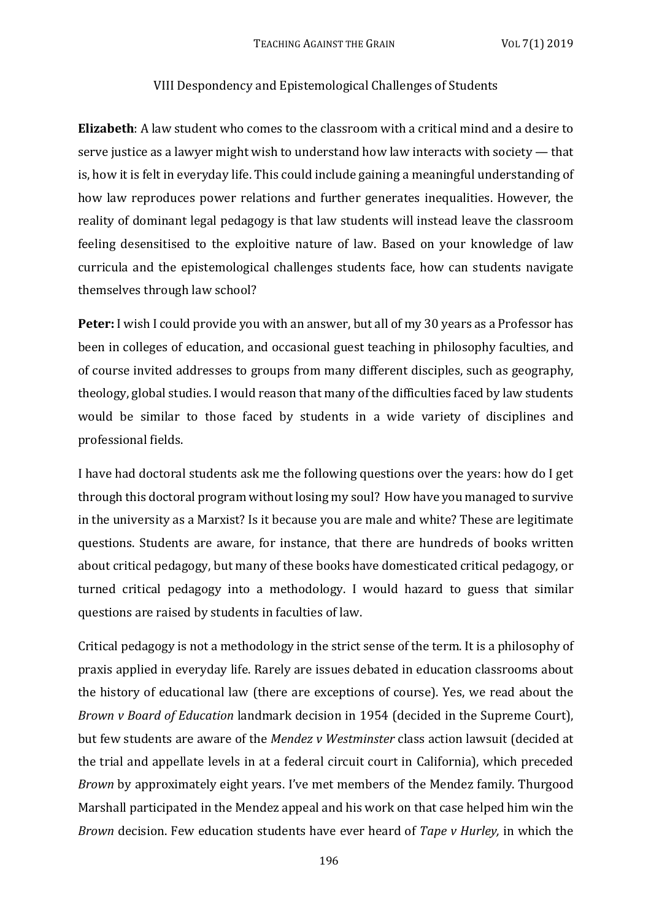## VIII Despondency and Epistemological Challenges of Students

**Elizabeth**: A law student who comes to the classroom with a critical mind and a desire to serve justice as a lawyer might wish to understand how law interacts with society — that is, how it is felt in everyday life. This could include gaining a meaningful understanding of how law reproduces power relations and further generates inequalities. However, the reality of dominant legal pedagogy is that law students will instead leave the classroom feeling desensitised to the exploitive nature of law. Based on your knowledge of law curricula and the epistemological challenges students face, how can students navigate themselves through law school?

**Peter:** I wish I could provide you with an answer, but all of my 30 years as a Professor has been in colleges of education, and occasional guest teaching in philosophy faculties, and of course invited addresses to groups from many different disciples, such as geography, theology, global studies. I would reason that many of the difficulties faced by law students would be similar to those faced by students in a wide variety of disciplines and professional fields.

I have had doctoral students ask me the following questions over the years: how do I get through this doctoral program without losing my soul? How have you managed to survive in the university as a Marxist? Is it because you are male and white? These are legitimate questions. Students are aware, for instance, that there are hundreds of books written about critical pedagogy, but many of these books have domesticated critical pedagogy, or turned critical pedagogy into a methodology. I would hazard to guess that similar questions are raised by students in faculties of law.

Critical pedagogy is not a methodology in the strict sense of the term. It is a philosophy of praxis applied in everyday life. Rarely are issues debated in education classrooms about the history of educational law (there are exceptions of course). Yes, we read about the *Brown v Board of Education* landmark decision in 1954 (decided in the Supreme Court), but few students are aware of the *Mendez v Westminster* class action lawsuit (decided at the trial and appellate levels in at a federal circuit court in California), which preceded *Brown* by approximately eight years. I've met members of the Mendez family. Thurgood Marshall participated in the Mendez appeal and his work on that case helped him win the *Brown* decision. Few education students have ever heard of *Tape v Hurley,* in which the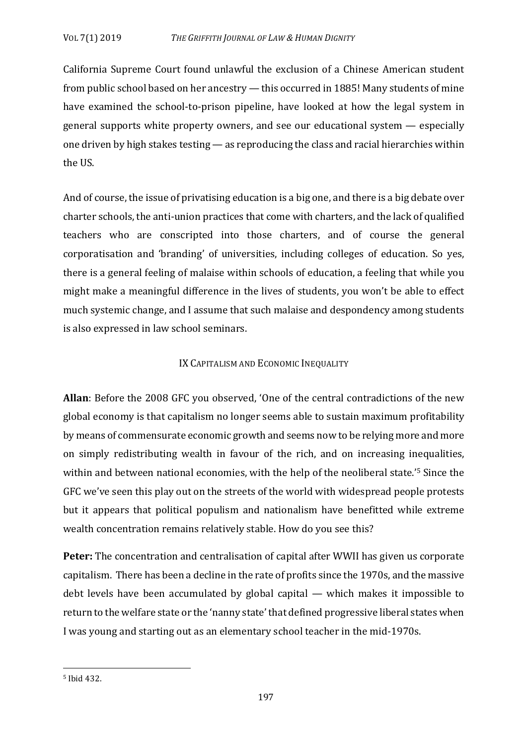California Supreme Court found unlawful the exclusion of a Chinese American student from public school based on her ancestry — this occurred in 1885! Many students of mine have examined the school-to-prison pipeline, have looked at how the legal system in general supports white property owners, and see our educational system — especially one driven by high stakes testing — as reproducing the class and racial hierarchies within the US.

And of course, the issue of privatising education is a big one, and there is a big debate over charter schools, the anti-union practices that come with charters, and the lack of qualified teachers who are conscripted into those charters, and of course the general corporatisation and 'branding' of universities, including colleges of education. So yes, there is a general feeling of malaise within schools of education, a feeling that while you might make a meaningful difference in the lives of students, you won't be able to effect much systemic change, and I assume that such malaise and despondency among students is also expressed in law school seminars.

## IX Capitalism and Economic Inequality

**Allan**: Before the 2008 GFC you observed, 'One of the central contradictions of the new global economy is that capitalism no longer seems able to sustain maximum profitability by means of commensurate economic growth and seems now to be relying more and more on simply redistributing wealth in favour of the rich, and on increasing inequalities, within and between national economies, with the help of the neoliberal state.'[5] Since the GFC we've seen this play out on the streets of the world with widespread people protests but it appears that political populism and nationalism have benefitted while extreme wealth concentration remains relatively stable. How do you see this?

**Peter:** The concentration and centralisation of capital after WWII has given us corporate capitalism. There has been a decline in the rate of profits since the 1970s, and the massive debt levels have been accumulated by global capital — which makes it impossible to return to the welfare state or the 'nanny state' that defined progressive liberal states when I was young and starting out as an elementary school teacher in the mid-1970s.

---

[5] Ibid 432.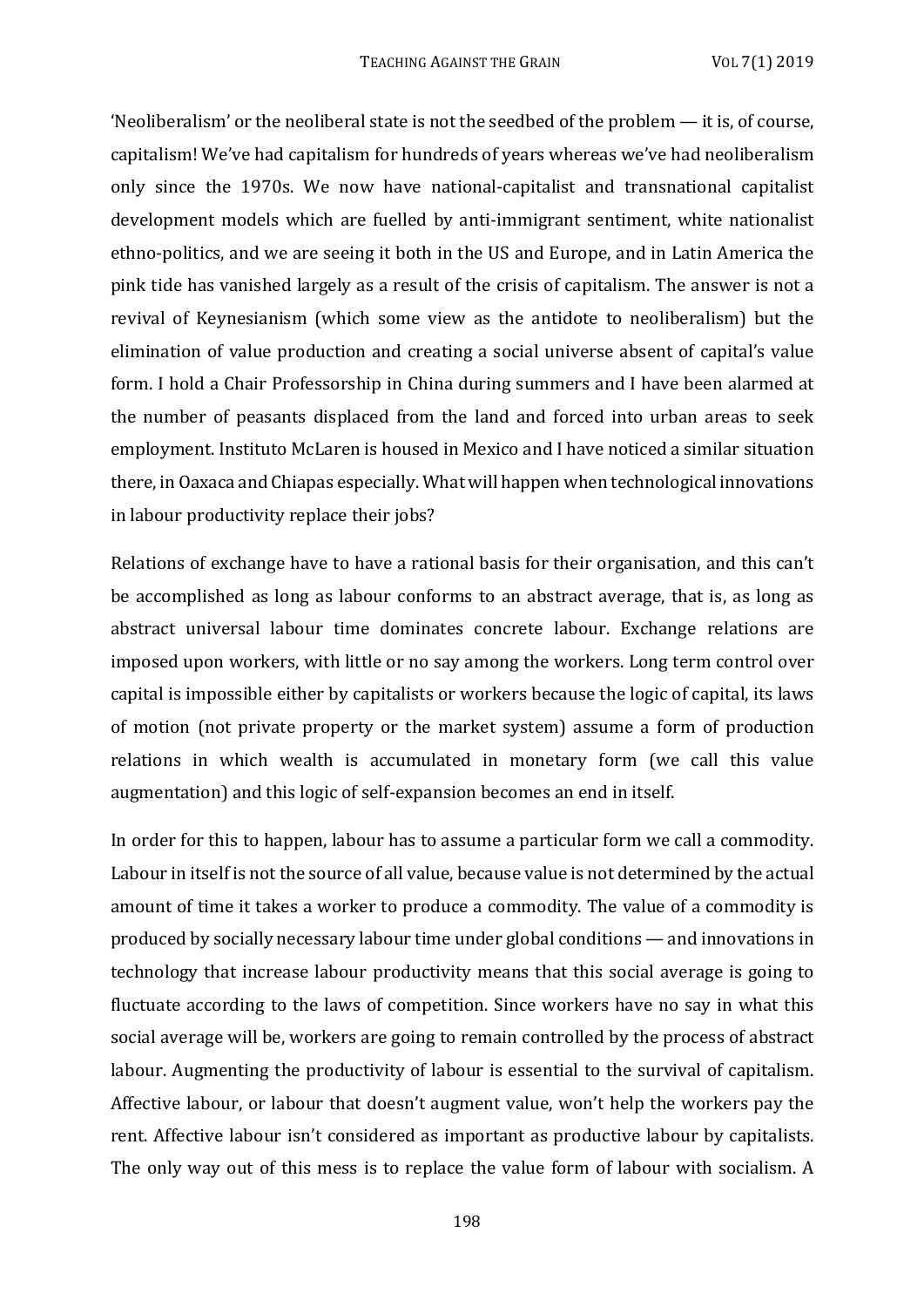'Neoliberalism' or the neoliberal state is not the seedbed of the problem — it is, of course, capitalism! We've had capitalism for hundreds of years whereas we've had neoliberalism only since the 1970s. We now have national-capitalist and transnational capitalist development models which are fuelled by anti-immigrant sentiment, white nationalist ethno-politics, and we are seeing it both in the US and Europe, and in Latin America the pink tide has vanished largely as a result of the crisis of capitalism. The answer is not a revival of Keynesianism (which some view as the antidote to neoliberalism) but the elimination of value production and creating a social universe absent of capital's value form. I hold a Chair Professorship in China during summers and I have been alarmed at the number of peasants displaced from the land and forced into urban areas to seek employment. Instituto McLaren is housed in Mexico and I have noticed a similar situation there, in Oaxaca and Chiapas especially. What will happen when technological innovations in labour productivity replace their jobs?

Relations of exchange have to have a rational basis for their organisation, and this can't be accomplished as long as labour conforms to an abstract average, that is, as long as abstract universal labour time dominates concrete labour. Exchange relations are imposed upon workers, with little or no say among the workers. Long term control over capital is impossible either by capitalists or workers because the logic of capital, its laws of motion (not private property or the market system) assume a form of production relations in which wealth is accumulated in monetary form (we call this value augmentation) and this logic of self-expansion becomes an end in itself.

In order for this to happen, labour has to assume a particular form we call a commodity. Labour in itself is not the source of all value, because value is not determined by the actual amount of time it takes a worker to produce a commodity. The value of a commodity is produced by socially necessary labour time under global conditions — and innovations in technology that increase labour productivity means that this social average is going to fluctuate according to the laws of competition. Since workers have no say in what this social average will be, workers are going to remain controlled by the process of abstract labour. Augmenting the productivity of labour is essential to the survival of capitalism. Affective labour, or labour that doesn't augment value, won't help the workers pay the rent. Affective labour isn't considered as important as productive labour by capitalists. The only way out of this mess is to replace the value form of labour with socialism. A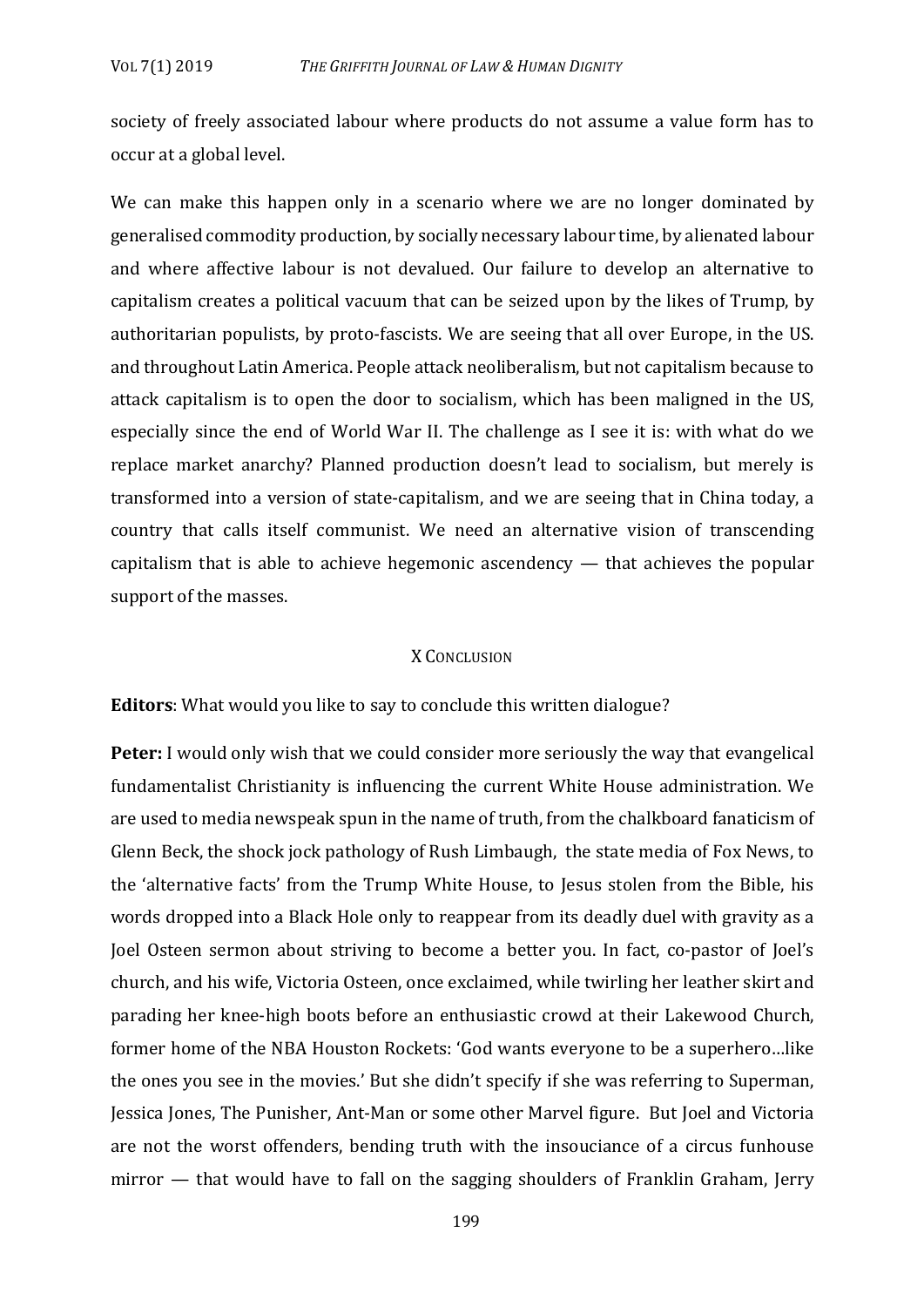society of freely associated labour where products do not assume a value form has to occur at a global level.

We can make this happen only in a scenario where we are no longer dominated by generalised commodity production, by socially necessary labour time, by alienated labour and where affective labour is not devalued. Our failure to develop an alternative to capitalism creates a political vacuum that can be seized upon by the likes of Trump, by authoritarian populists, by proto-fascists. We are seeing that all over Europe, in the US. and throughout Latin America. People attack neoliberalism, but not capitalism because to attack capitalism is to open the door to socialism, which has been maligned in the US, especially since the end of World War II. The challenge as I see it is: with what do we replace market anarchy? Planned production doesn't lead to socialism, but merely is transformed into a version of state-capitalism, and we are seeing that in China today, a country that calls itself communist. We need an alternative vision of transcending capitalism that is able to achieve hegemonic ascendency — that achieves the popular support of the masses.

## X Conclusion

**Editors**: What would you like to say to conclude this written dialogue?

**Peter:** I would only wish that we could consider more seriously the way that evangelical fundamentalist Christianity is influencing the current White House administration. We are used to media newspeak spun in the name of truth, from the chalkboard fanaticism of Glenn Beck, the shock jock pathology of Rush Limbaugh, the state media of Fox News, to the 'alternative facts' from the Trump White House, to Jesus stolen from the Bible, his words dropped into a Black Hole only to reappear from its deadly duel with gravity as a Joel Osteen sermon about striving to become a better you. In fact, co-pastor of Joel's church, and his wife, Victoria Osteen, once exclaimed, while twirling her leather skirt and parading her knee-high boots before an enthusiastic crowd at their Lakewood Church, former home of the NBA Houston Rockets: 'God wants everyone to be a superhero…like the ones you see in the movies.' But she didn't specify if she was referring to Superman, Jessica Jones, The Punisher, Ant-Man or some other Marvel figure. But Joel and Victoria are not the worst offenders, bending truth with the insouciance of a circus funhouse mirror — that would have to fall on the sagging shoulders of Franklin Graham, Jerry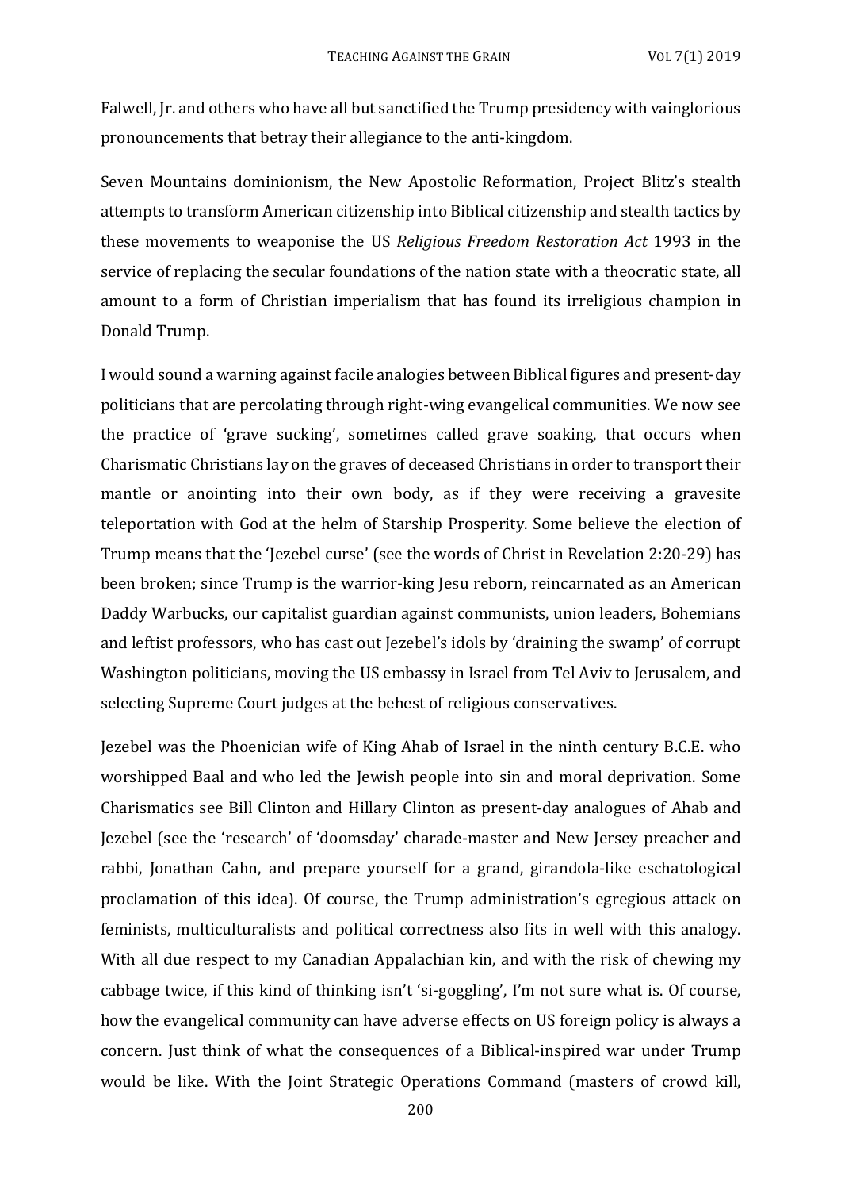Falwell, Jr. and others who have all but sanctified the Trump presidency with vainglorious pronouncements that betray their allegiance to the anti-kingdom.

Seven Mountains dominionism, the New Apostolic Reformation, Project Blitz's stealth attempts to transform American citizenship into Biblical citizenship and stealth tactics by these movements to weaponise the US *Religious Freedom Restoration Act* 1993 in the service of replacing the secular foundations of the nation state with a theocratic state, all amount to a form of Christian imperialism that has found its irreligious champion in Donald Trump.

I would sound a warning against facile analogies between Biblical figures and present-day politicians that are percolating through right-wing evangelical communities. We now see the practice of 'grave sucking', sometimes called grave soaking, that occurs when Charismatic Christians lay on the graves of deceased Christians in order to transport their mantle or anointing into their own body, as if they were receiving a gravesite teleportation with God at the helm of Starship Prosperity. Some believe the election of Trump means that the 'Jezebel curse' (see the words of Christ in Revelation 2:20-29) has been broken; since Trump is the warrior-king Jesu reborn, reincarnated as an American Daddy Warbucks, our capitalist guardian against communists, union leaders, Bohemians and leftist professors, who has cast out Jezebel's idols by 'draining the swamp' of corrupt Washington politicians, moving the US embassy in Israel from Tel Aviv to Jerusalem, and selecting Supreme Court judges at the behest of religious conservatives.

Jezebel was the Phoenician wife of King Ahab of Israel in the ninth century B.C.E. who worshipped Baal and who led the Jewish people into sin and moral deprivation. Some Charismatics see Bill Clinton and Hillary Clinton as present-day analogues of Ahab and Jezebel (see the 'research' of 'doomsday' charade-master and New Jersey preacher and rabbi, Jonathan Cahn, and prepare yourself for a grand, girandola-like eschatological proclamation of this idea). Of course, the Trump administration's egregious attack on feminists, multiculturalists and political correctness also fits in well with this analogy. With all due respect to my Canadian Appalachian kin, and with the risk of chewing my cabbage twice, if this kind of thinking isn't 'si-goggling', I'm not sure what is. Of course, how the evangelical community can have adverse effects on US foreign policy is always a concern. Just think of what the consequences of a Biblical-inspired war under Trump would be like. With the Joint Strategic Operations Command (masters of crowd kill,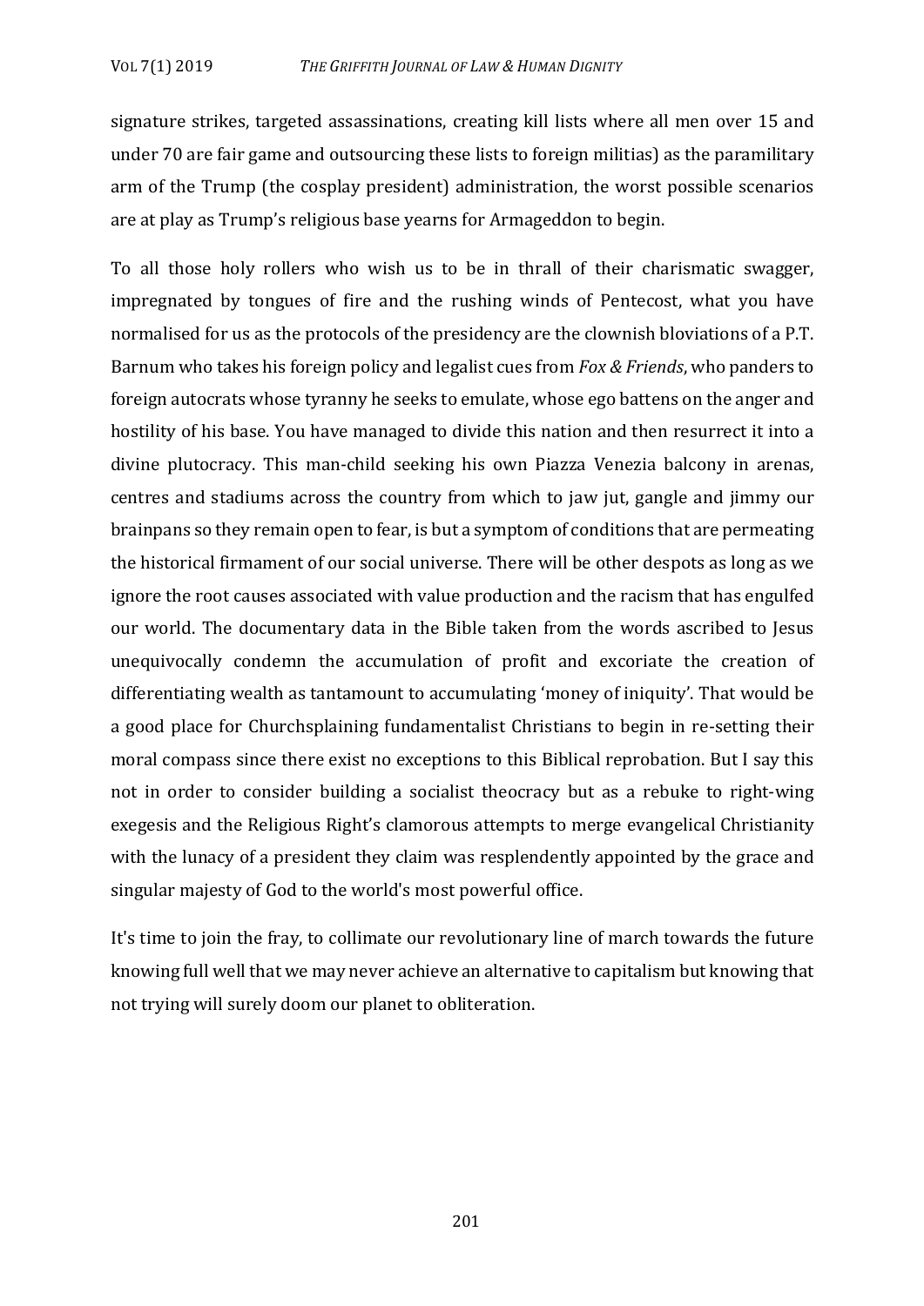signature strikes, targeted assassinations, creating kill lists where all men over 15 and under 70 are fair game and outsourcing these lists to foreign militias) as the paramilitary arm of the Trump (the cosplay president) administration, the worst possible scenarios are at play as Trump's religious base yearns for Armageddon to begin.

To all those holy rollers who wish us to be in thrall of their charismatic swagger, impregnated by tongues of fire and the rushing winds of Pentecost, what you have normalised for us as the protocols of the presidency are the clownish bloviations of a P.T. Barnum who takes his foreign policy and legalist cues from *Fox & Friends*, who panders to foreign autocrats whose tyranny he seeks to emulate, whose ego battens on the anger and hostility of his base. You have managed to divide this nation and then resurrect it into a divine plutocracy. This man-child seeking his own Piazza Venezia balcony in arenas, centres and stadiums across the country from which to jaw jut, gangle and jimmy our brainpans so they remain open to fear, is but a symptom of conditions that are permeating the historical firmament of our social universe. There will be other despots as long as we ignore the root causes associated with value production and the racism that has engulfed our world. The documentary data in the Bible taken from the words ascribed to Jesus unequivocally condemn the accumulation of profit and excoriate the creation of differentiating wealth as tantamount to accumulating 'money of iniquity'. That would be a good place for Churchsplaining fundamentalist Christians to begin in re-setting their moral compass since there exist no exceptions to this Biblical reprobation. But I say this not in order to consider building a socialist theocracy but as a rebuke to right-wing exegesis and the Religious Right's clamorous attempts to merge evangelical Christianity with the lunacy of a president they claim was resplendently appointed by the grace and singular majesty of God to the world's most powerful office.

It's time to join the fray, to collimate our revolutionary line of march towards the future knowing full well that we may never achieve an alternative to capitalism but knowing that not trying will surely doom our planet to obliteration.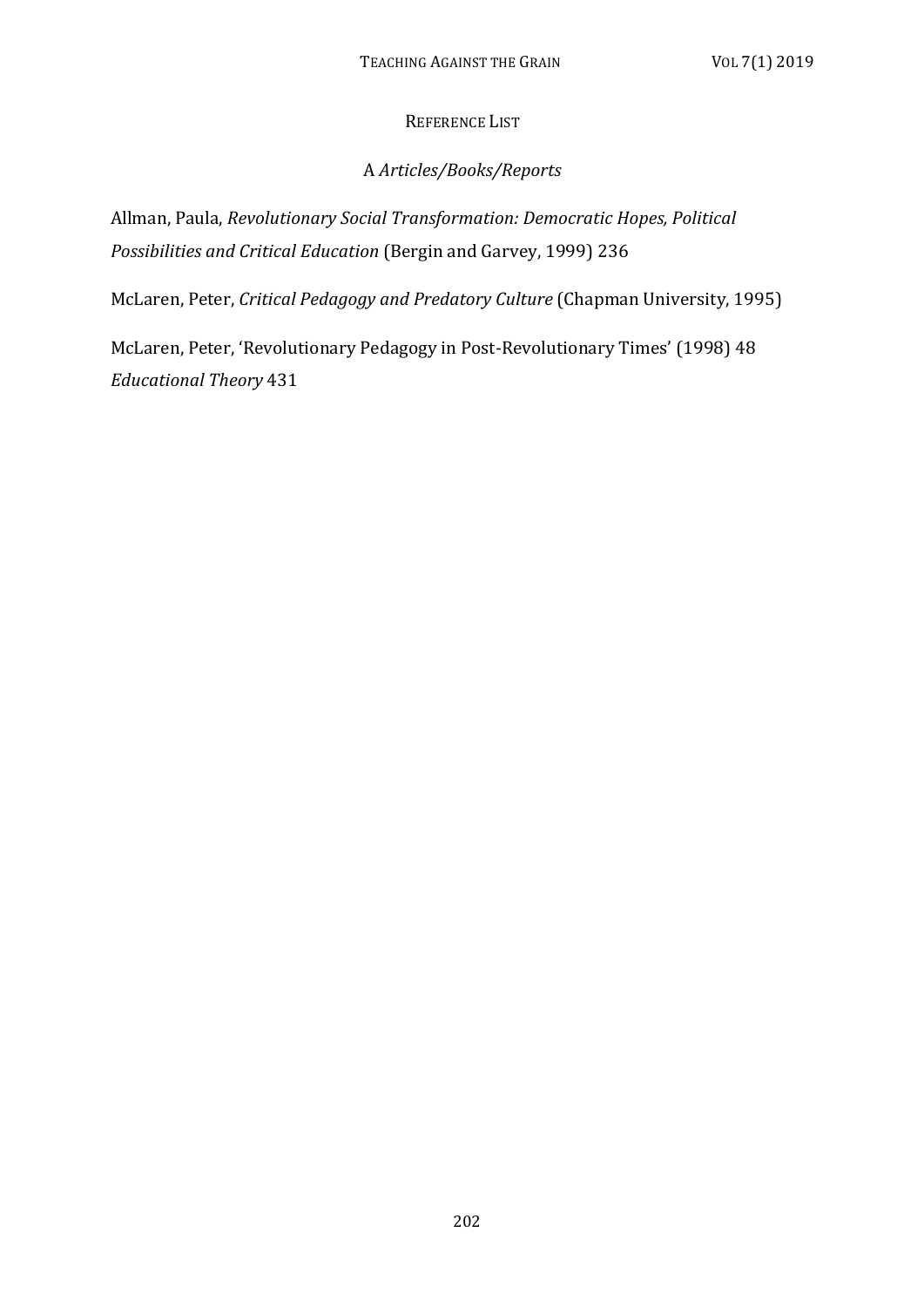## Reference List

### A *Articles/Books/Reports*

Allman, Paula, *Revolutionary Social Transformation: Democratic Hopes, Political Possibilities and Critical Education* (Bergin and Garvey, 1999) 236

McLaren, Peter, *Critical Pedagogy and Predatory Culture* (Chapman University, 1995)

McLaren, Peter, 'Revolutionary Pedagogy in Post-Revolutionary Times' (1998) 48 *Educational Theory* 431